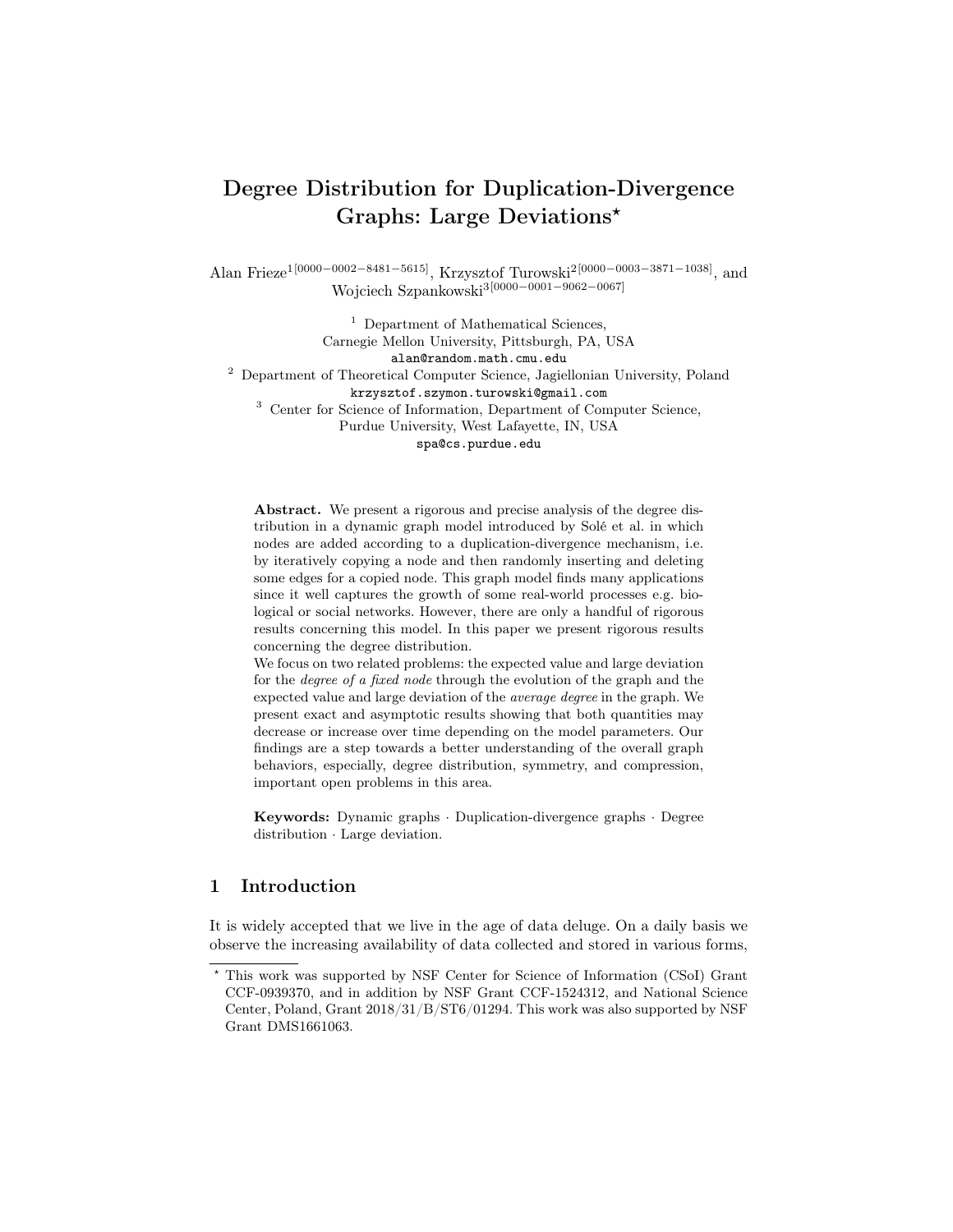# Degree Distribution for Duplication-Divergence Graphs: Large Deviations*

Alan Frieze[1] [0000−0002−8481−5615], Krzysztof Turowski[2] [0000−0003−3871−1038], and Wojciech Szpankowski[3] [0000−0001−9062−0067]

[1] Department of Mathematical Sciences, Carnegie Mellon University, Pittsburgh, PA, USA
alan@random.math.cmu.edu

[2] Department of Theoretical Computer Science, Jagiellonian University, Poland
krzysztof.szymon.turowski@gmail.com

[3] Center for Science of Information, Department of Computer Science, Purdue University, West Lafayette, IN, USA
spa@cs.purdue.edu

**Abstract.** We present a rigorous and precise analysis of the degree distribution in a dynamic graph model introduced by Solé et al. in which nodes are added according to a duplication-divergence mechanism, i.e. by iteratively copying a node and then randomly inserting and deleting some edges for a copied node. This graph model finds many applications since it well captures the growth of some real-world processes e.g. biological or social networks. However, there are only a handful of rigorous results concerning this model. In this paper we present rigorous results concerning the degree distribution.

We focus on two related problems: the expected value and large deviation for the *degree of a fixed node* through the evolution of the graph and the expected value and large deviation of the *average degree* in the graph. We present exact and asymptotic results showing that both quantities may decrease or increase over time depending on the model parameters. Our findings are a step towards a better understanding of the overall graph behaviors, especially, degree distribution, symmetry, and compression, important open problems in this area.

**Keywords:** Dynamic graphs · Duplication-divergence graphs · Degree distribution · Large deviation.

## 1 Introduction

It is widely accepted that we live in the age of data deluge. On a daily basis we observe the increasing availability of data collected and stored in various forms,

* This work was supported by NSF Center for Science of Information (CSoI) Grant CCF-0939370, and in addition by NSF Grant CCF-1524312, and National Science Center, Poland, Grant 2018/31/B/ST6/01294. This work was also supported by NSF Grant DMS1661063.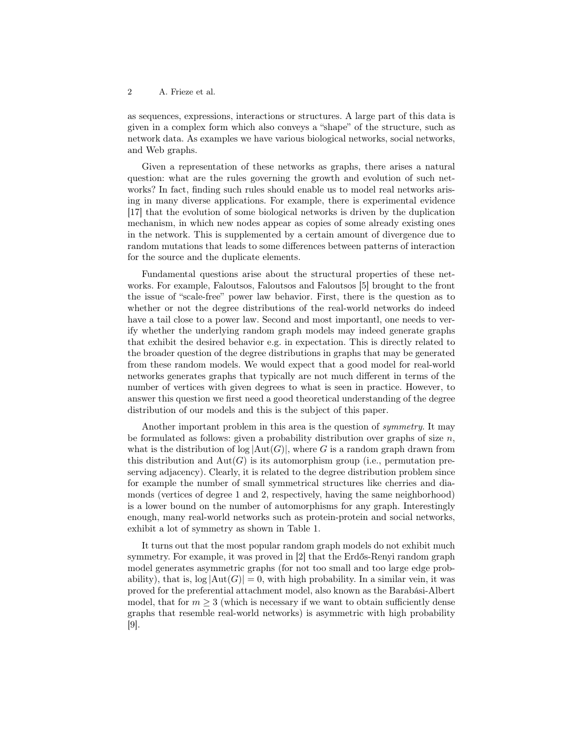as sequences, expressions, interactions or structures. A large part of this data is given in a complex form which also conveys a "shape" of the structure, such as network data. As examples we have various biological networks, social networks, and Web graphs.

Given a representation of these networks as graphs, there arises a natural question: what are the rules governing the growth and evolution of such networks? In fact, finding such rules should enable us to model real networks arising in many diverse applications. For example, there is experimental evidence [17] that the evolution of some biological networks is driven by the duplication mechanism, in which new nodes appear as copies of some already existing ones in the network. This is supplemented by a certain amount of divergence due to random mutations that leads to some differences between patterns of interaction for the source and the duplicate elements.

Fundamental questions arise about the structural properties of these networks. For example, Faloutsos, Faloutsos and Faloutsos [5] brought to the front the issue of "scale-free" power law behavior. First, there is the question as to whether or not the degree distributions of the real-world networks do indeed have a tail close to a power law. Second and most importantl, one needs to verify whether the underlying random graph models may indeed generate graphs that exhibit the desired behavior e.g. in expectation. This is directly related to the broader question of the degree distributions in graphs that may be generated from these random models. We would expect that a good model for real-world networks generates graphs that typically are not much different in terms of the number of vertices with given degrees to what is seen in practice. However, to answer this question we first need a good theoretical understanding of the degree distribution of our models and this is the subject of this paper.

Another important problem in this area is the question of *symmetry*. It may be formulated as follows: given a probability distribution over graphs of size $n$, what is the distribution of $\log |\mathrm{Aut}(G)|$, where $G$ is a random graph drawn from this distribution and $\mathrm{Aut}(G)$ is its automorphism group (i.e., permutation preserving adjacency). Clearly, it is related to the degree distribution problem since for example the number of small symmetrical structures like cherries and diamonds (vertices of degree 1 and 2, respectively, having the same neighborhood) is a lower bound on the number of automorphisms for any graph. Interestingly enough, many real-world networks such as protein-protein and social networks, exhibit a lot of symmetry as shown in Table 1.

It turns out that the most popular random graph models do not exhibit much symmetry. For example, it was proved in [2] that the Erdős-Renyi random graph model generates asymmetric graphs (for not too small and too large edge probability), that is, $\log |\mathrm{Aut}(G)| = 0$, with high probability. In a similar vein, it was proved for the preferential attachment model, also known as the Barabási-Albert model, that for $m \geq 3$ (which is necessary if we want to obtain sufficiently dense graphs that resemble real-world networks) is asymmetric with high probability [9].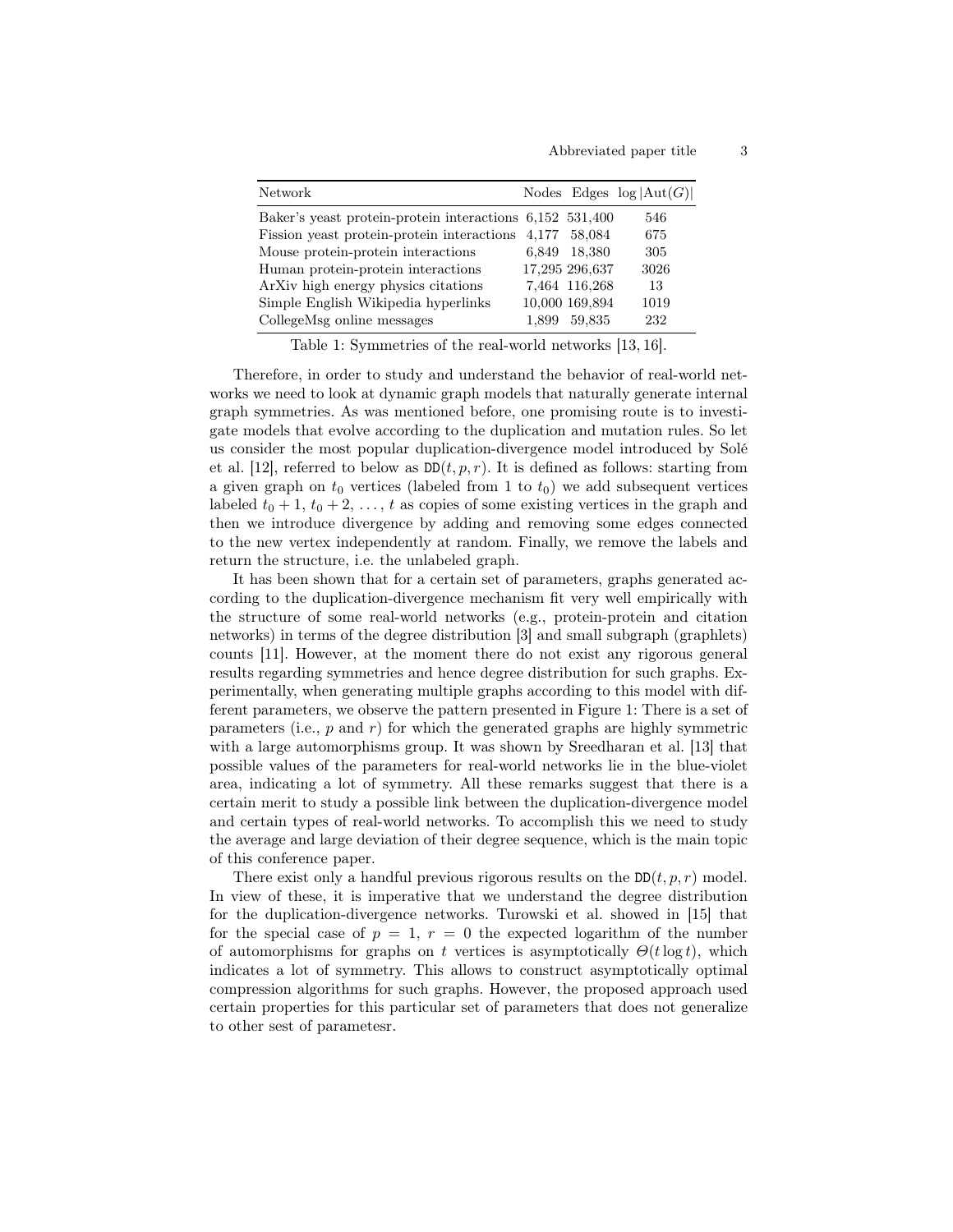| Network | Nodes | Edges | $\log \lvert\mathrm{Aut}(G)\rvert$ |
|---|---|---|---|
| Baker's yeast protein-protein interactions | 6,152 | 531,400 | 546 |
| Fission yeast protein-protein interactions | 4,177 | 58,084 | 675 |
| Mouse protein-protein interactions | 6,849 | 18,380 | 305 |
| Human protein-protein interactions | 17,295 | 296,637 | 3026 |
| ArXiv high energy physics citations | 7,464 | 116,268 | 13 |
| Simple English Wikipedia hyperlinks | 10,000 | 169,894 | 1019 |
| CollegeMsg online messages | 1,899 | 59,835 | 232 |

Table 1: Symmetries of the real-world networks [13, 16].

Therefore, in order to study and understand the behavior of real-world networks we need to look at dynamic graph models that naturally generate internal graph symmetries. As was mentioned before, one promising route is to investigate models that evolve according to the duplication and mutation rules. So let us consider the most popular duplication-divergence model introduced by Solé et al. [12], referred to below as $\mathtt{DD}(t, p, r)$. It is defined as follows: starting from a given graph on $t_0$ vertices (labeled from 1 to $t_0$) we add subsequent vertices labeled $t_0 + 1$, $t_0 + 2$, ..., $t$ as copies of some existing vertices in the graph and then we introduce divergence by adding and removing some edges connected to the new vertex independently at random. Finally, we remove the labels and return the structure, i.e. the unlabeled graph.

It has been shown that for a certain set of parameters, graphs generated according to the duplication-divergence mechanism fit very well empirically with the structure of some real-world networks (e.g., protein-protein and citation networks) in terms of the degree distribution [3] and small subgraph (graphlets) counts [11]. However, at the moment there do not exist any rigorous general results regarding symmetries and hence degree distribution for such graphs. Experimentally, when generating multiple graphs according to this model with different parameters, we observe the pattern presented in Figure 1: There is a set of parameters (i.e., $p$ and $r$) for which the generated graphs are highly symmetric with a large automorphisms group. It was shown by Sreedharan et al. [13] that possible values of the parameters for real-world networks lie in the blue-violet area, indicating a lot of symmetry. All these remarks suggest that there is a certain merit to study a possible link between the duplication-divergence model and certain types of real-world networks. To accomplish this we need to study the average and large deviation of their degree sequence, which is the main topic of this conference paper.

There exist only a handful previous rigorous results on the $\mathtt{DD}(t, p, r)$ model. In view of these, it is imperative that we understand the degree distribution for the duplication-divergence networks. Turowski et al. showed in [15] that for the special case of $p = 1$, $r = 0$ the expected logarithm of the number of automorphisms for graphs on $t$ vertices is asymptotically $\Theta(t \log t)$, which indicates a lot of symmetry. This allows to construct asymptotically optimal compression algorithms for such graphs. However, the proposed approach used certain properties for this particular set of parameters that does not generalize to other sest of parametesr.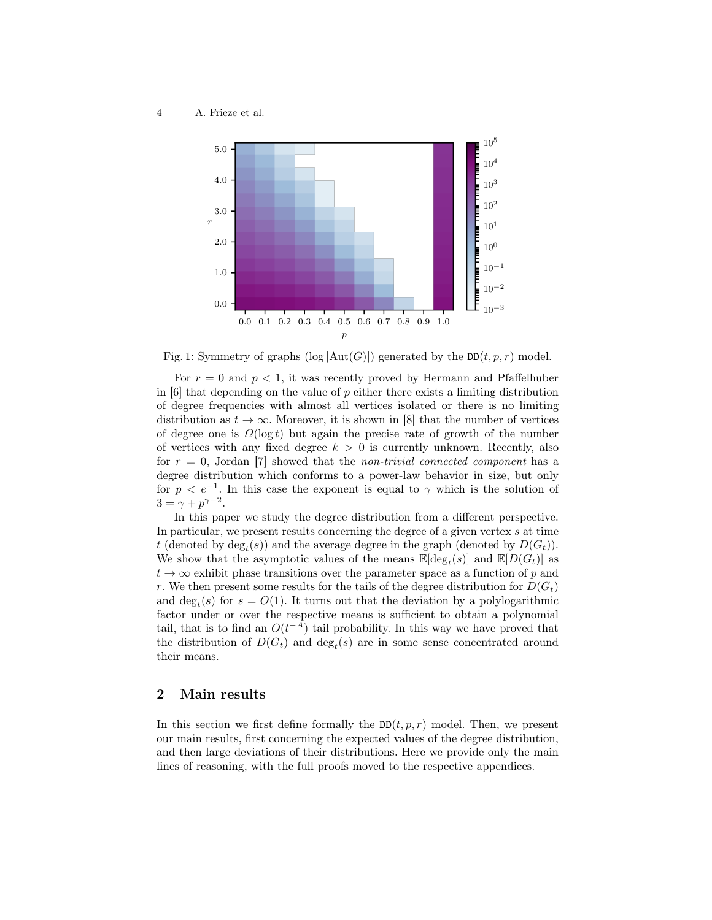Fig. 1: Symmetry of graphs ($\log |\mathrm{Aut}(G)|$) generated by the $\mathtt{DD}(t, p, r)$ model.

For $r = 0$ and $p < 1$, it was recently proved by Hermann and Pfaffelhuber in [6] that depending on the value of $p$ either there exists a limiting distribution of degree frequencies with almost all vertices isolated or there is no limiting distribution as $t \to \infty$. Moreover, it is shown in [8] that the number of vertices of degree one is $\Omega(\log t)$ but again the precise rate of growth of the number of vertices with any fixed degree $k > 0$ is currently unknown. Recently, also for $r = 0$, Jordan [7] showed that the *non-trivial connected component* has a degree distribution which conforms to a power-law behavior in size, but only for $p < e^{-1}$. In this case the exponent is equal to $\gamma$ which is the solution of $3 = \gamma + p^{\gamma-2}$.

In this paper we study the degree distribution from a different perspective. In particular, we present results concerning the degree of a given vertex $s$ at time $t$ (denoted by $\deg_t(s)$) and the average degree in the graph (denoted by $D(G_t)$). We show that the asymptotic values of the means $\mathbb{E}[\deg_t(s)]$ and $\mathbb{E}[D(G_t)]$ as $t \to \infty$ exhibit phase transitions over the parameter space as a function of $p$ and $r$. We then present some results for the tails of the degree distribution for $D(G_t)$ and $\deg_t(s)$ for $s = O(1)$. It turns out that the deviation by a polylogarithmic factor under or over the respective means is sufficient to obtain a polynomial tail, that is to find an $O(t^{-A})$ tail probability. In this way we have proved that the distribution of $D(G_t)$ and $\deg_t(s)$ are in some sense concentrated around their means.

## 2 Main results

In this section we first define formally the $\mathtt{DD}(t, p, r)$ model. Then, we present our main results, first concerning the expected values of the degree distribution, and then large deviations of their distributions. Here we provide only the main lines of reasoning, with the full proofs moved to the respective appendices.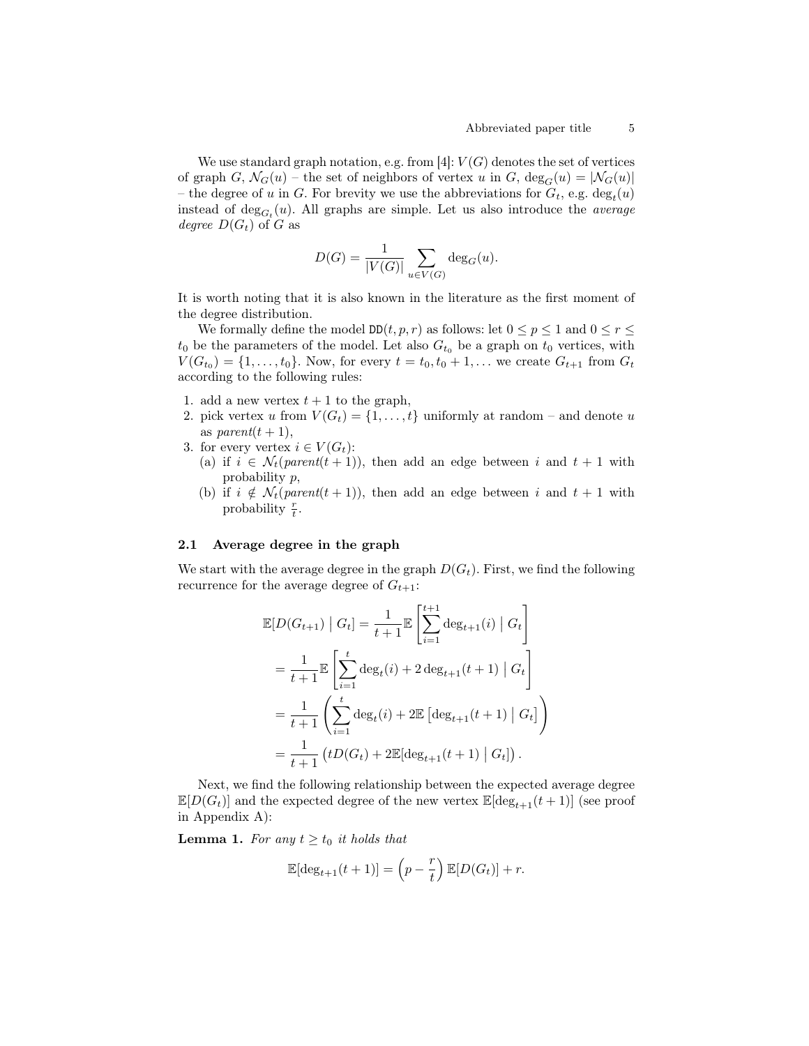We use standard graph notation, e.g. from [4]: $V(G)$ denotes the set of vertices of graph $G$, $\mathcal{N}_G(u)$ – the set of neighbors of vertex $u$ in $G$, $\deg_G(u) = |\mathcal{N}_G(u)|$ – the degree of $u$ in $G$. For brevity we use the abbreviations for $G_t$, e.g. $\deg_t(u)$ instead of $\deg_{G_t}(u)$. All graphs are simple. Let us also introduce the *average degree* $D(G_t)$ of $G$ as

$$D(G) = \frac{1}{|V(G)|} \sum_{u \in V(G)} \deg_G(u).$$

It is worth noting that it is also known in the literature as the first moment of the degree distribution.

We formally define the model $\mathtt{DD}(t, p, r)$ as follows: let $0 \leq p \leq 1$ and $0 \leq r \leq t_0$ be the parameters of the model. Let also $G_{t_0}$ be a graph on $t_0$ vertices, with $V(G_{t_0}) = \{1, \ldots, t_0\}$. Now, for every $t = t_0, t_0 + 1, \ldots$ we create $G_{t+1}$ from $G_t$ according to the following rules:

1. add a new vertex $t + 1$ to the graph,
2. pick vertex $u$ from $V(G_t) = \{1, \ldots, t\}$ uniformly at random – and denote $u$ as *parent*$(t + 1)$,
3. for every vertex $i \in V(G_t)$:
   (a) if $i \in \mathcal{N}_t(\mathit{parent}(t + 1))$, then add an edge between $i$ and $t + 1$ with probability $p$,
   (b) if $i \notin \mathcal{N}_t(\mathit{parent}(t + 1))$, then add an edge between $i$ and $t + 1$ with probability $\frac{r}{t}$.

### 2.1 Average degree in the graph

We start with the average degree in the graph $D(G_t)$. First, we find the following recurrence for the average degree of $G_{t+1}$:

$$\begin{aligned}
\mathbb{E}[D(G_{t+1}) \mid G_t] &= \frac{1}{t+1} \mathbb{E}\left[\sum_{i=1}^{t+1} \deg_{t+1}(i) \mid G_t\right] \\
&= \frac{1}{t+1} \mathbb{E}\left[\sum_{i=1}^{t} \deg_t(i) + 2\deg_{t+1}(t+1) \mid G_t\right] \\
&= \frac{1}{t+1} \left(\sum_{i=1}^{t} \deg_t(i) + 2\mathbb{E}\left[\deg_{t+1}(t+1) \mid G_t\right]\right) \\
&= \frac{1}{t+1} \left(tD(G_t) + 2\mathbb{E}[\deg_{t+1}(t+1) \mid G_t]\right).
\end{aligned}$$

Next, we find the following relationship between the expected average degree $\mathbb{E}[D(G_t)]$ and the expected degree of the new vertex $\mathbb{E}[\deg_{t+1}(t+1)]$ (see proof in Appendix A):

**Lemma 1.** *For any $t \geq t_0$ it holds that*

$$\mathbb{E}[\deg_{t+1}(t+1)] = \left(p - \frac{r}{t}\right) \mathbb{E}[D(G_t)] + r.$$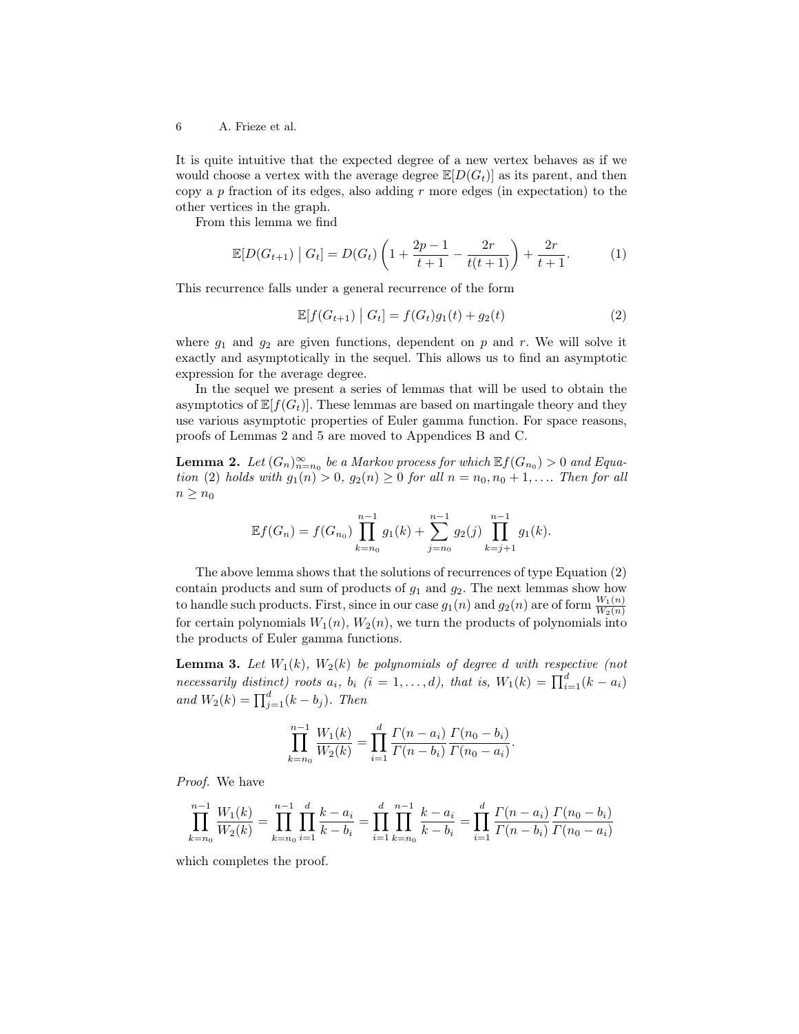It is quite intuitive that the expected degree of a new vertex behaves as if we would choose a vertex with the average degree $\mathbb{E}[D(G_t)]$ as its parent, and then copy a $p$ fraction of its edges, also adding $r$ more edges (in expectation) to the other vertices in the graph.

From this lemma we find

$$\mathbb{E}[D(G_{t+1}) \mid G_t] = D(G_t)\left(1 + \frac{2p-1}{t+1} - \frac{2r}{t(t+1)}\right) + \frac{2r}{t+1}. \tag{1}$$

This recurrence falls under a general recurrence of the form

$$\mathbb{E}[f(G_{t+1}) \mid G_t] = f(G_t)g_1(t) + g_2(t) \tag{2}$$

where $g_1$ and $g_2$ are given functions, dependent on $p$ and $r$. We will solve it exactly and asymptotically in the sequel. This allows us to find an asymptotic expression for the average degree.

In the sequel we present a series of lemmas that will be used to obtain the asymptotics of $\mathbb{E}[f(G_t)]$. These lemmas are based on martingale theory and they use various asymptotic properties of Euler gamma function. For space reasons, proofs of Lemmas 2 and 5 are moved to Appendices B and C.

**Lemma 2.** *Let $(G_n)_{n=n_0}^{\infty}$ be a Markov process for which $\mathbb{E}f(G_{n_0}) > 0$ and Equation (2) holds with $g_1(n) > 0$, $g_2(n) \geq 0$ for all $n = n_0, n_0+1, \ldots$. Then for all $n \geq n_0$*

$$\mathbb{E}f(G_n) = f(G_{n_0}) \prod_{k=n_0}^{n-1} g_1(k) + \sum_{j=n_0}^{n-1} g_2(j) \prod_{k=j+1}^{n-1} g_1(k).$$

The above lemma shows that the solutions of recurrences of type Equation (2) contain products and sum of products of $g_1$ and $g_2$. The next lemmas show how to handle such products. First, since in our case $g_1(n)$ and $g_2(n)$ are of form $\frac{W_1(n)}{W_2(n)}$ for certain polynomials $W_1(n)$, $W_2(n)$, we turn the products of polynomials into the products of Euler gamma functions.

**Lemma 3.** *Let $W_1(k)$, $W_2(k)$ be polynomials of degree $d$ with respective (not necessarily distinct) roots $a_i$, $b_i$ ($i = 1, \ldots, d$), that is, $W_1(k) = \prod_{i=1}^{d}(k - a_i)$ and $W_2(k) = \prod_{j=1}^{d}(k - b_j)$. Then*

$$\prod_{k=n_0}^{n-1} \frac{W_1(k)}{W_2(k)} = \prod_{i=1}^{d} \frac{\Gamma(n-a_i)}{\Gamma(n-b_i)} \frac{\Gamma(n_0-b_i)}{\Gamma(n_0-a_i)}.$$

*Proof.* We have

$$\prod_{k=n_0}^{n-1} \frac{W_1(k)}{W_2(k)} = \prod_{k=n_0}^{n-1} \prod_{i=1}^{d} \frac{k-a_i}{k-b_i} = \prod_{i=1}^{d} \prod_{k=n_0}^{n-1} \frac{k-a_i}{k-b_i} = \prod_{i=1}^{d} \frac{\Gamma(n-a_i)}{\Gamma(n-b_i)} \frac{\Gamma(n_0-b_i)}{\Gamma(n_0-a_i)}$$

which completes the proof.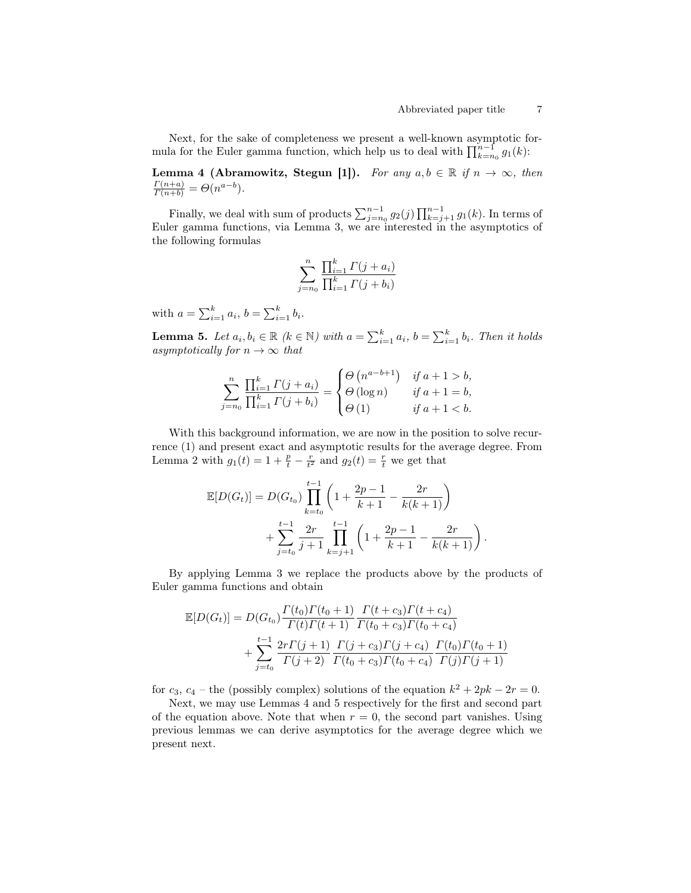Next, for the sake of completeness we present a well-known asymptotic formula for the Euler gamma function, which help us to deal with $\prod_{k=n_0}^{n-1} g_1(k)$:

**Lemma 4 (Abramowitz, Stegun [1]).** *For any $a, b \in \mathbb{R}$ if $n \to \infty$, then $\frac{\Gamma(n+a)}{\Gamma(n+b)} = \Theta(n^{a-b})$.*

Finally, we deal with sum of products $\sum_{j=n_0}^{n-1} g_2(j) \prod_{k=j+1}^{n-1} g_1(k)$. In terms of Euler gamma functions, via Lemma 3, we are interested in the asymptotics of the following formulas

$$\sum_{j=n_0}^{n} \frac{\prod_{i=1}^{k} \Gamma(j+a_i)}{\prod_{i=1}^{k} \Gamma(j+b_i)}$$

with $a = \sum_{i=1}^{k} a_i$, $b = \sum_{i=1}^{k} b_i$.

**Lemma 5.** *Let $a_i, b_i \in \mathbb{R}$ ($k \in \mathbb{N}$) with $a = \sum_{i=1}^{k} a_i$, $b = \sum_{i=1}^{k} b_i$. Then it holds asymptotically for $n \to \infty$ that*

$$\sum_{j=n_0}^{n} \frac{\prod_{i=1}^{k} \Gamma(j+a_i)}{\prod_{i=1}^{k} \Gamma(j+b_i)} = \begin{cases} \Theta\left(n^{a-b+1}\right) & \text{if } a+1 > b, \\ \Theta\left(\log n\right) & \text{if } a+1 = b, \\ \Theta\left(1\right) & \text{if } a+1 < b. \end{cases}$$

With this background information, we are now in the position to solve recurrence (1) and present exact and asymptotic results for the average degree. From Lemma 2 with $g_1(t) = 1 + \frac{p}{t} - \frac{r}{t^2}$ and $g_2(t) = \frac{r}{t}$ we get that

$$\begin{aligned} \mathbb{E}[D(G_t)] = D(G_{t_0}) \prod_{k=t_0}^{t-1} \left(1 + \frac{2p-1}{k+1} - \frac{2r}{k(k+1)}\right) \\ + \sum_{j=t_0}^{t-1} \frac{2r}{j+1} \prod_{k=j+1}^{t-1} \left(1 + \frac{2p-1}{k+1} - \frac{2r}{k(k+1)}\right). \end{aligned}$$

By applying Lemma 3 we replace the products above by the products of Euler gamma functions and obtain

$$\begin{aligned} \mathbb{E}[D(G_t)] = D(G_{t_0}) \frac{\Gamma(t_0)\Gamma(t_0+1)}{\Gamma(t)\Gamma(t+1)} \frac{\Gamma(t+c_3)\Gamma(t+c_4)}{\Gamma(t_0+c_3)\Gamma(t_0+c_4)} \\ + \sum_{j=t_0}^{t-1} \frac{2r\Gamma(j+1)}{\Gamma(j+2)} \frac{\Gamma(j+c_3)\Gamma(j+c_4)}{\Gamma(t_0+c_3)\Gamma(t_0+c_4)} \frac{\Gamma(t_0)\Gamma(t_0+1)}{\Gamma(j)\Gamma(j+1)} \end{aligned}$$

for $c_3$, $c_4$ – the (possibly complex) solutions of the equation $k^2 + 2pk - 2r = 0$.

Next, we may use Lemmas 4 and 5 respectively for the first and second part of the equation above. Note that when $r = 0$, the second part vanishes. Using previous lemmas we can derive asymptotics for the average degree which we present next.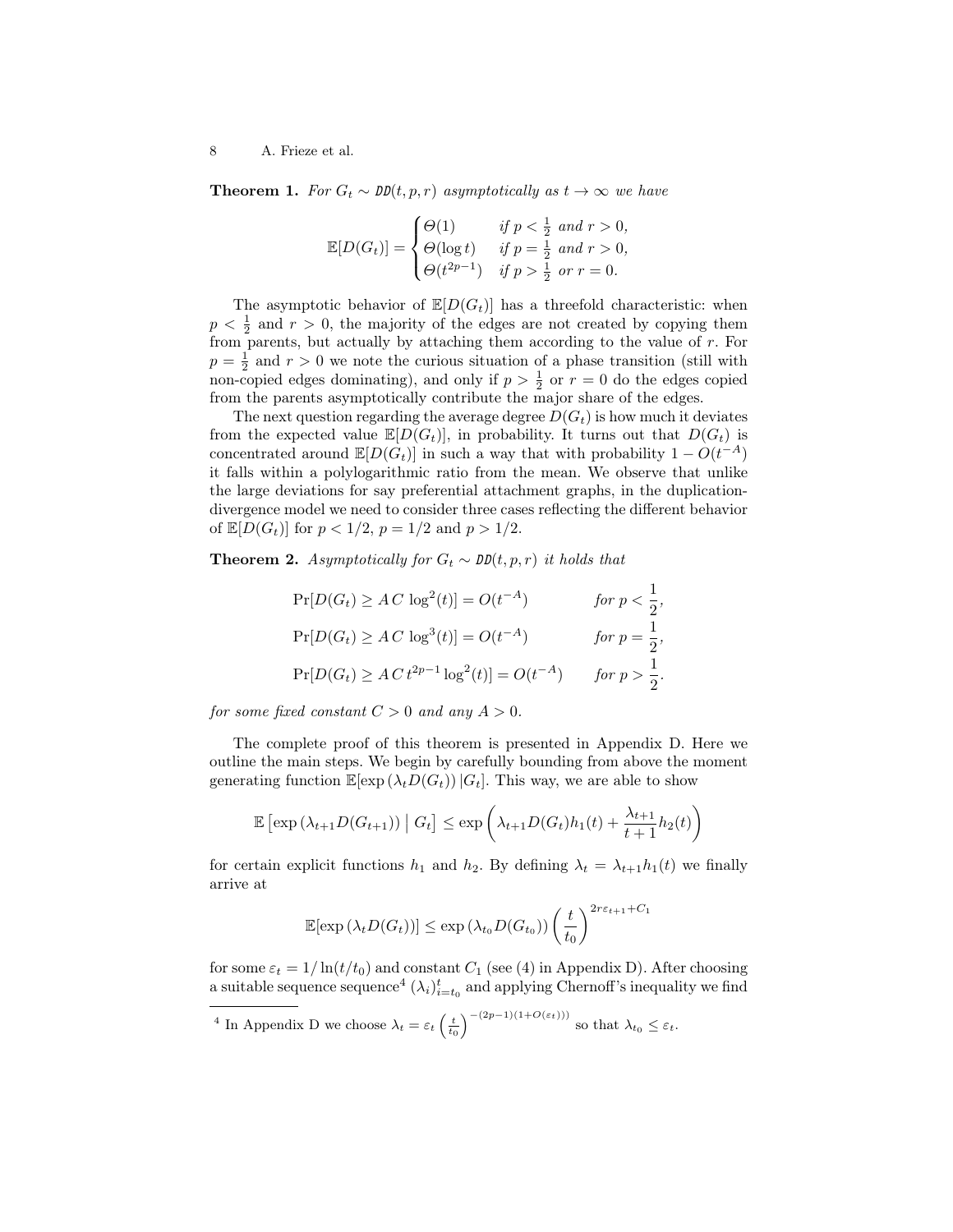**Theorem 1.** *For $G_t \sim \mathtt{DD}(t,p,r)$ asymptotically as $t \to \infty$ we have*

$$\mathbb{E}[D(G_t)] = \begin{cases} \Theta(1) & \text{if } p < \frac{1}{2} \text{ and } r > 0, \\ \Theta(\log t) & \text{if } p = \frac{1}{2} \text{ and } r > 0, \\ \Theta(t^{2p-1}) & \text{if } p > \frac{1}{2} \text{ or } r = 0. \end{cases}$$

The asymptotic behavior of $\mathbb{E}[D(G_t)]$ has a threefold characteristic: when $p < \frac{1}{2}$ and $r > 0$, the majority of the edges are not created by copying them from parents, but actually by attaching them according to the value of $r$. For $p = \frac{1}{2}$ and $r > 0$ we note the curious situation of a phase transition (still with non-copied edges dominating), and only if $p > \frac{1}{2}$ or $r = 0$ do the edges copied from the parents asymptotically contribute the major share of the edges.

The next question regarding the average degree $D(G_t)$ is how much it deviates from the expected value $\mathbb{E}[D(G_t)]$, in probability. It turns out that $D(G_t)$ is concentrated around $\mathbb{E}[D(G_t)]$ in such a way that with probability $1 - O(t^{-A})$ it falls within a polylogarithmic ratio from the mean. We observe that unlike the large deviations for say preferential attachment graphs, in the duplication-divergence model we need to consider three cases reflecting the different behavior of $\mathbb{E}[D(G_t)]$ for $p < 1/2$, $p = 1/2$ and $p > 1/2$.

**Theorem 2.** *Asymptotically for $G_t \sim \mathtt{DD}(t,p,r)$ it holds that*

$$\Pr[D(G_t) \geq A\,C\,\log^2(t)] = O(t^{-A}) \qquad \text{for } p < \frac{1}{2},$$

$$\Pr[D(G_t) \geq A\,C\,\log^3(t)] = O(t^{-A}) \qquad \text{for } p = \frac{1}{2},$$

$$\Pr[D(G_t) \geq A\,C\,t^{2p-1}\log^2(t)] = O(t^{-A}) \qquad \text{for } p > \frac{1}{2}.$$

*for some fixed constant $C > 0$ and any $A > 0$.*

The complete proof of this theorem is presented in Appendix D. Here we outline the main steps. We begin by carefully bounding from above the moment generating function $\mathbb{E}[\exp(\lambda_t D(G_t)) | G_t]$. This way, we are able to show

$$\mathbb{E}\left[\exp(\lambda_{t+1} D(G_{t+1})) \mid G_t\right] \leq \exp\left(\lambda_{t+1} D(G_t) h_1(t) + \frac{\lambda_{t+1}}{t+1} h_2(t)\right)$$

for certain explicit functions $h_1$ and $h_2$. By defining $\lambda_t = \lambda_{t+1} h_1(t)$ we finally arrive at

$$\mathbb{E}[\exp(\lambda_t D(G_t))] \leq \exp(\lambda_{t_0} D(G_{t_0})) \left(\frac{t}{t_0}\right)^{2r\varepsilon_{t+1} + C_1}$$

for some $\varepsilon_t = 1/\ln(t/t_0)$ and constant $C_1$ (see (4) in Appendix D). After choosing a suitable sequence sequence[4] $(\lambda_i)_{i=t_0}^t$ and applying Chernoff's inequality we find

[4] In Appendix D we choose $\lambda_t = \varepsilon_t \left(\frac{t}{t_0}\right)^{-(2p-1)(1+O(\varepsilon_t))}$ so that $\lambda_{t_0} \leq \varepsilon_t$.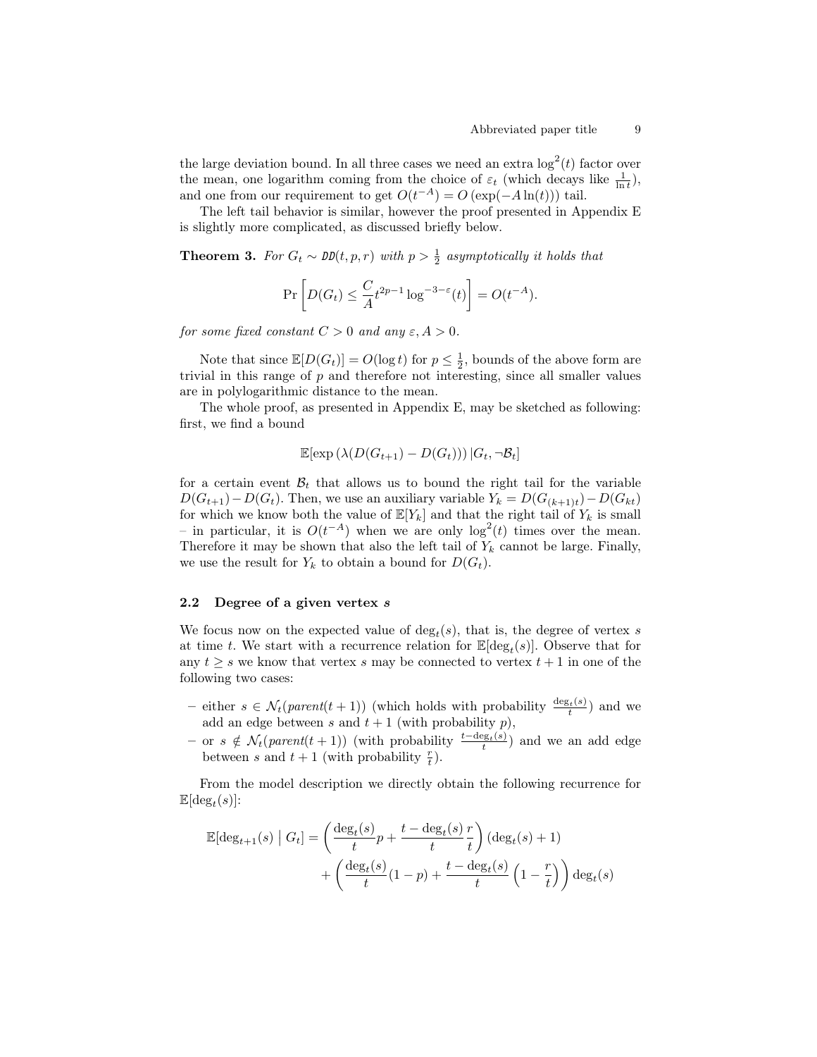the large deviation bound. In all three cases we need an extra $\log^2(t)$ factor over the mean, one logarithm coming from the choice of $\varepsilon_t$ (which decays like $\frac{1}{\ln t}$), and one from our requirement to get $O(t^{-A}) = O(\exp(-A\ln(t)))$ tail.

The left tail behavior is similar, however the proof presented in Appendix E is slightly more complicated, as discussed briefly below.

**Theorem 3.** *For $G_t \sim DD(t, p, r)$ with $p > \frac{1}{2}$ asymptotically it holds that*

$$\Pr\left[D(G_t) \leq \frac{C}{A} t^{2p-1} \log^{-3-\varepsilon}(t)\right] = O(t^{-A}).$$

*for some fixed constant $C > 0$ and any $\varepsilon, A > 0$.*

Note that since $\mathbb{E}[D(G_t)] = O(\log t)$ for $p \leq \frac{1}{2}$, bounds of the above form are trivial in this range of $p$ and therefore not interesting, since all smaller values are in polylogarithmic distance to the mean.

The whole proof, as presented in Appendix E, may be sketched as following: first, we find a bound

$$\mathbb{E}[\exp\left(\lambda(D(G_{t+1}) - D(G_t))\right) | G_t, \neg\mathcal{B}_t]$$

for a certain event $\mathcal{B}_t$ that allows us to bound the right tail for the variable $D(G_{t+1}) - D(G_t)$. Then, we use an auxiliary variable $Y_k = D(G_{(k+1)t}) - D(G_{kt})$ for which we know both the value of $\mathbb{E}[Y_k]$ and that the right tail of $Y_k$ is small – in particular, it is $O(t^{-A})$ when we are only $\log^2(t)$ times over the mean. Therefore it may be shown that also the left tail of $Y_k$ cannot be large. Finally, we use the result for $Y_k$ to obtain a bound for $D(G_t)$.

### 2.2 Degree of a given vertex $s$

We focus now on the expected value of $\deg_t(s)$, that is, the degree of vertex $s$ at time $t$. We start with a recurrence relation for $\mathbb{E}[\deg_t(s)]$. Observe that for any $t \geq s$ we know that vertex $s$ may be connected to vertex $t+1$ in one of the following two cases:

- either $s \in \mathcal{N}_t(\mathit{parent}(t+1))$ (which holds with probability $\frac{\deg_t(s)}{t}$) and we add an edge between $s$ and $t+1$ (with probability $p$),
- or $s \notin \mathcal{N}_t(\mathit{parent}(t+1))$ (with probability $\frac{t-\deg_t(s)}{t}$) and we an add edge between $s$ and $t+1$ (with probability $\frac{r}{t}$).

From the model description we directly obtain the following recurrence for $\mathbb{E}[\deg_t(s)]$:

$$\begin{aligned}
\mathbb{E}[\deg_{t+1}(s) \mid G_t] = &\left(\frac{\deg_t(s)}{t} p + \frac{t - \deg_t(s)}{t}\frac{r}{t}\right)(\deg_t(s) + 1) \\
&+ \left(\frac{\deg_t(s)}{t}(1-p) + \frac{t-\deg_t(s)}{t}\left(1 - \frac{r}{t}\right)\right)\deg_t(s)
\end{aligned}$$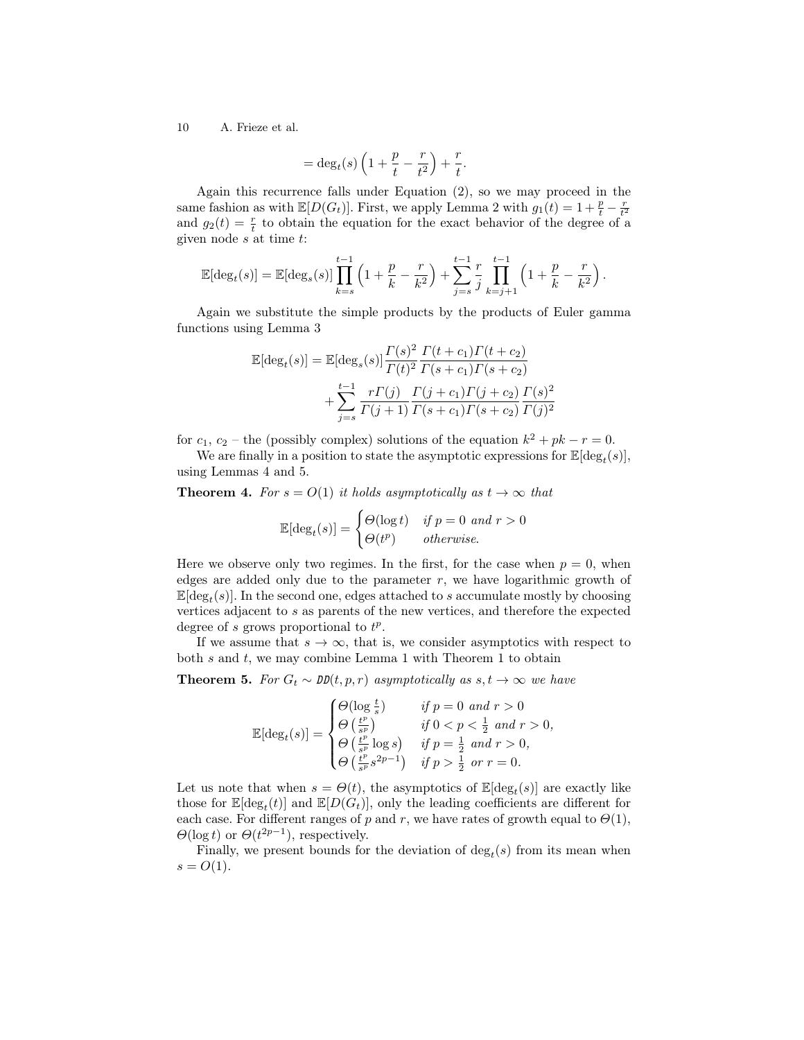$$= \deg_t(s)\left(1 + \frac{p}{t} - \frac{r}{t^2}\right) + \frac{r}{t}.$$

Again this recurrence falls under Equation (2), so we may proceed in the same fashion as with $\mathbb{E}[D(G_t)]$. First, we apply Lemma 2 with $g_1(t) = 1 + \frac{p}{t} - \frac{r}{t^2}$ and $g_2(t) = \frac{r}{t}$ to obtain the equation for the exact behavior of the degree of a given node $s$ at time $t$:

$$\mathbb{E}[\deg_t(s)] = \mathbb{E}[\deg_s(s)] \prod_{k=s}^{t-1}\left(1 + \frac{p}{k} - \frac{r}{k^2}\right) + \sum_{j=s}^{t-1} \frac{r}{j} \prod_{k=j+1}^{t-1}\left(1 + \frac{p}{k} - \frac{r}{k^2}\right).$$

Again we substitute the simple products by the products of Euler gamma functions using Lemma 3

$$\mathbb{E}[\deg_t(s)] = \mathbb{E}[\deg_s(s)] \frac{\Gamma(s)^2}{\Gamma(t)^2} \frac{\Gamma(t+c_1)\Gamma(t+c_2)}{\Gamma(s+c_1)\Gamma(s+c_2)} + \sum_{j=s}^{t-1} \frac{r\Gamma(j)}{\Gamma(j+1)} \frac{\Gamma(j+c_1)\Gamma(j+c_2)}{\Gamma(s+c_1)\Gamma(s+c_2)} \frac{\Gamma(s)^2}{\Gamma(j)^2}$$

for $c_1$, $c_2$ – the (possibly complex) solutions of the equation $k^2 + pk - r = 0$.

We are finally in a position to state the asymptotic expressions for $\mathbb{E}[\deg_t(s)]$, using Lemmas 4 and 5.

**Theorem 4.** *For $s = O(1)$ it holds asymptotically as $t \to \infty$ that*

$$\mathbb{E}[\deg_t(s)] = \begin{cases} \Theta(\log t) & \text{if } p = 0 \text{ and } r > 0 \\ \Theta(t^p) & \text{otherwise.} \end{cases}$$

Here we observe only two regimes. In the first, for the case when $p = 0$, when edges are added only due to the parameter $r$, we have logarithmic growth of $\mathbb{E}[\deg_t(s)]$. In the second one, edges attached to $s$ accumulate mostly by choosing vertices adjacent to $s$ as parents of the new vertices, and therefore the expected degree of $s$ grows proportional to $t^p$.

If we assume that $s \to \infty$, that is, we consider asymptotics with respect to both $s$ and $t$, we may combine Lemma 1 with Theorem 1 to obtain

**Theorem 5.** *For $G_t \sim \mathcal{DD}(t, p, r)$ asymptotically as $s, t \to \infty$ we have*

$$\mathbb{E}[\deg_t(s)] = \begin{cases} \Theta(\log \frac{t}{s}) & \text{if } p = 0 \text{ and } r > 0 \\ \Theta\left(\frac{t^p}{s^p}\right) & \text{if } 0 < p < \frac{1}{2} \text{ and } r > 0, \\ \Theta\left(\frac{t^p}{s^p} \log s\right) & \text{if } p = \frac{1}{2} \text{ and } r > 0, \\ \Theta\left(\frac{t^p}{s^p} s^{2p-1}\right) & \text{if } p > \frac{1}{2} \text{ or } r = 0. \end{cases}$$

Let us note that when $s = \Theta(t)$, the asymptotics of $\mathbb{E}[\deg_t(s)]$ are exactly like those for $\mathbb{E}[\deg_t(t)]$ and $\mathbb{E}[D(G_t)]$, only the leading coefficients are different for each case. For different ranges of $p$ and $r$, we have rates of growth equal to $\Theta(1)$, $\Theta(\log t)$ or $\Theta(t^{2p-1})$, respectively.

Finally, we present bounds for the deviation of $\deg_t(s)$ from its mean when $s = O(1)$.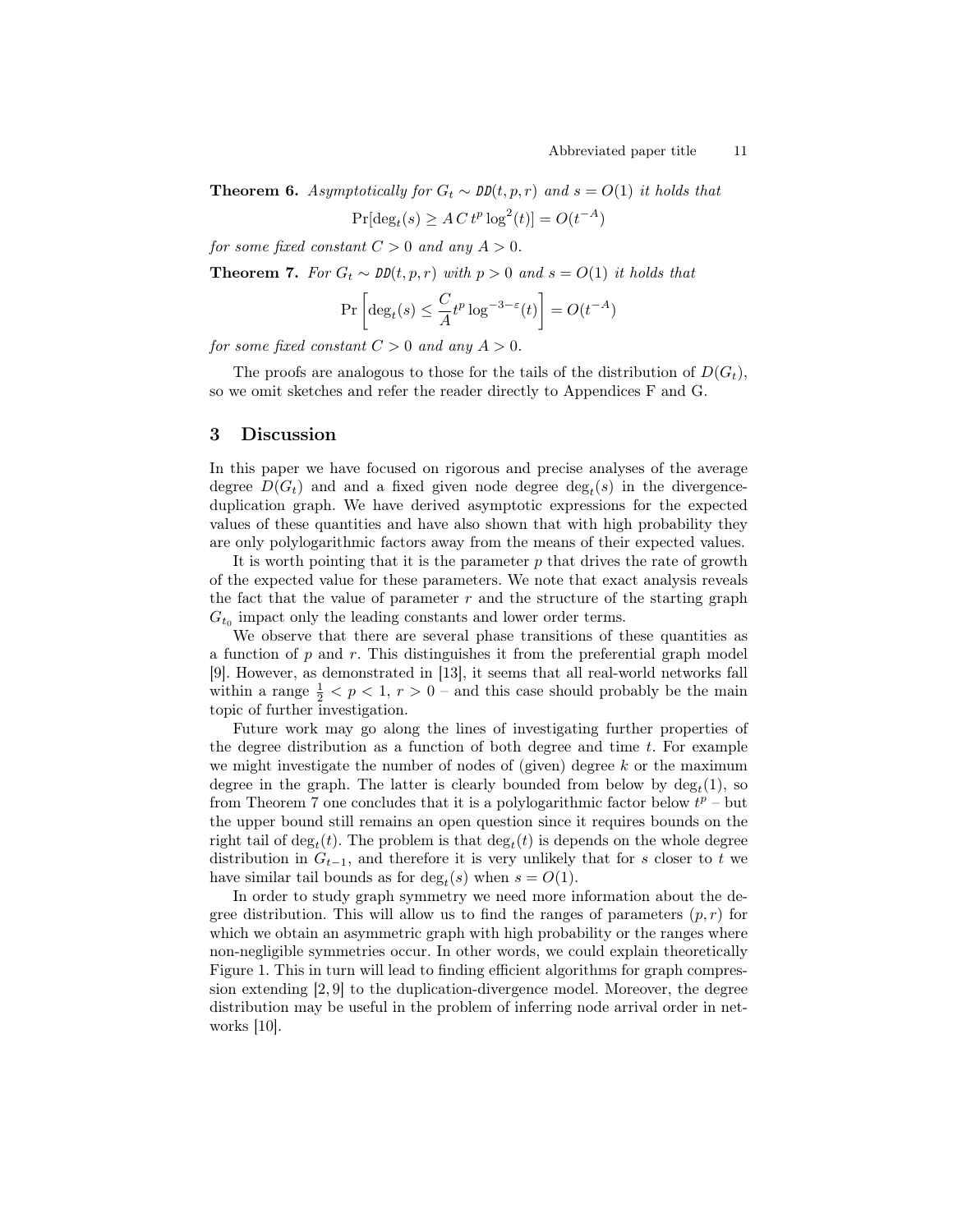**Theorem 6.** *Asymptotically for $G_t \sim \mathtt{DD}(t, p, r)$ and $s = O(1)$ it holds that*

$$\Pr[\deg_t(s) \geq A\, C\, t^p \log^2(t)] = O(t^{-A})$$

*for some fixed constant $C > 0$ and any $A > 0$.*

**Theorem 7.** *For $G_t \sim \mathtt{DD}(t, p, r)$ with $p > 0$ and $s = O(1)$ it holds that*

$$\Pr\left[\deg_t(s) \leq \frac{C}{A} t^p \log^{-3-\varepsilon}(t)\right] = O(t^{-A})$$

*for some fixed constant $C > 0$ and any $A > 0$.*

The proofs are analogous to those for the tails of the distribution of $D(G_t)$, so we omit sketches and refer the reader directly to Appendices F and G.

## 3 Discussion

In this paper we have focused on rigorous and precise analyses of the average degree $D(G_t)$ and and a fixed given node degree $\deg_t(s)$ in the divergence-duplication graph. We have derived asymptotic expressions for the expected values of these quantities and have also shown that with high probability they are only polylogarithmic factors away from the means of their expected values.

It is worth pointing that it is the parameter $p$ that drives the rate of growth of the expected value for these parameters. We note that exact analysis reveals the fact that the value of parameter $r$ and the structure of the starting graph $G_{t_0}$ impact only the leading constants and lower order terms.

We observe that there are several phase transitions of these quantities as a function of $p$ and $r$. This distinguishes it from the preferential graph model [9]. However, as demonstrated in [13], it seems that all real-world networks fall within a range $\frac{1}{2} < p < 1$, $r > 0$ – and this case should probably be the main topic of further investigation.

Future work may go along the lines of investigating further properties of the degree distribution as a function of both degree and time $t$. For example we might investigate the number of nodes of (given) degree $k$ or the maximum degree in the graph. The latter is clearly bounded from below by $\deg_t(1)$, so from Theorem 7 one concludes that it is a polylogarithmic factor below $t^p$ – but the upper bound still remains an open question since it requires bounds on the right tail of $\deg_t(t)$. The problem is that $\deg_t(t)$ is depends on the whole degree distribution in $G_{t-1}$, and therefore it is very unlikely that for $s$ closer to $t$ we have similar tail bounds as for $\deg_t(s)$ when $s = O(1)$.

In order to study graph symmetry we need more information about the degree distribution. This will allow us to find the ranges of parameters $(p, r)$ for which we obtain an asymmetric graph with high probability or the ranges where non-negligible symmetries occur. In other words, we could explain theoretically Figure 1. This in turn will lead to finding efficient algorithms for graph compression extending [2, 9] to the duplication-divergence model. Moreover, the degree distribution may be useful in the problem of inferring node arrival order in networks [10].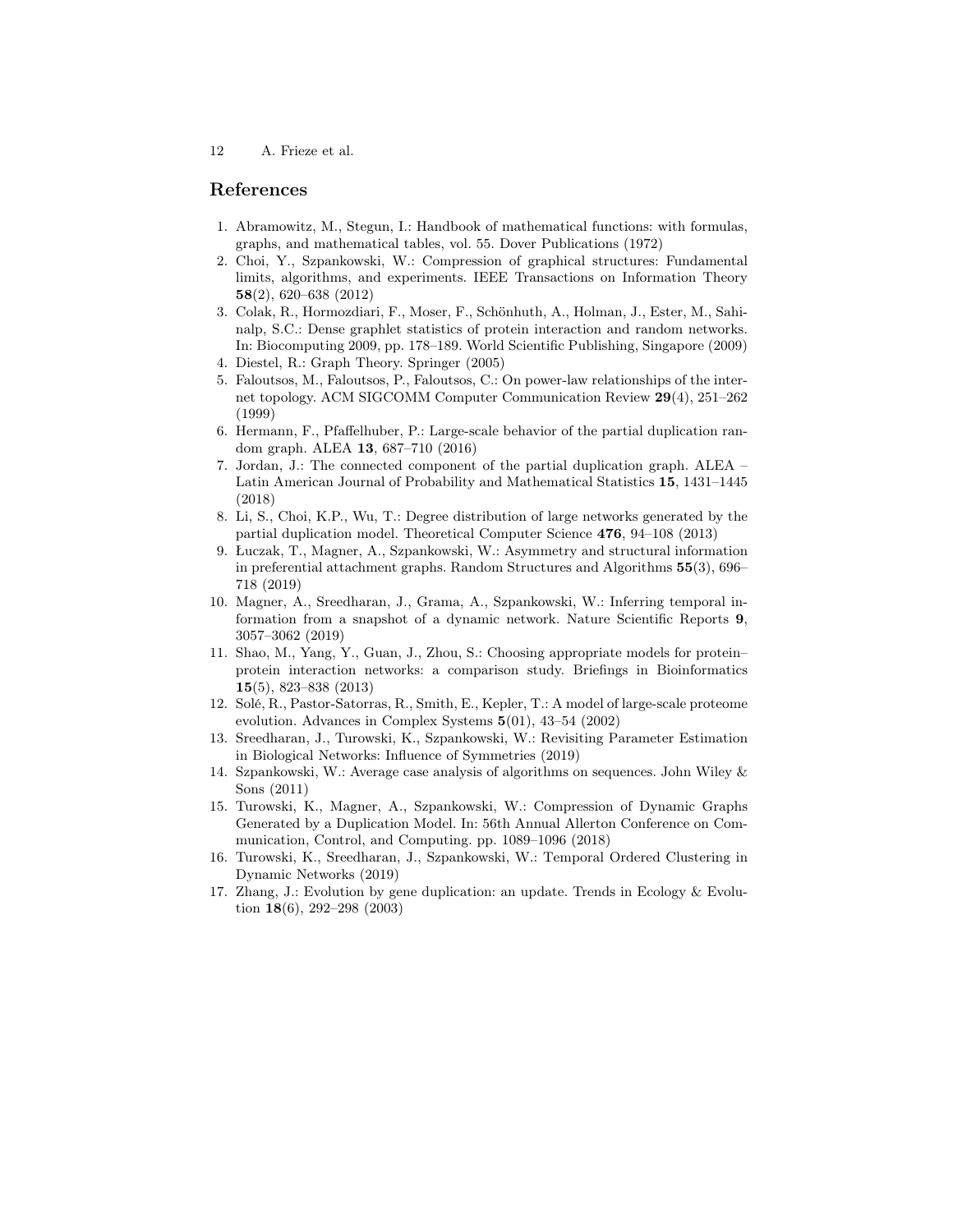## References

1. Abramowitz, M., Stegun, I.: Handbook of mathematical functions: with formulas, graphs, and mathematical tables, vol. 55. Dover Publications (1972)
2. Choi, Y., Szpankowski, W.: Compression of graphical structures: Fundamental limits, algorithms, and experiments. IEEE Transactions on Information Theory **58**(2), 620–638 (2012)
3. Colak, R., Hormozdiari, F., Moser, F., Schönhuth, A., Holman, J., Ester, M., Sahinalp, S.C.: Dense graphlet statistics of protein interaction and random networks. In: Biocomputing 2009, pp. 178–189. World Scientific Publishing, Singapore (2009)
4. Diestel, R.: Graph Theory. Springer (2005)
5. Faloutsos, M., Faloutsos, P., Faloutsos, C.: On power-law relationships of the internet topology. ACM SIGCOMM Computer Communication Review **29**(4), 251–262 (1999)
6. Hermann, F., Pfaffelhuber, P.: Large-scale behavior of the partial duplication random graph. ALEA **13**, 687–710 (2016)
7. Jordan, J.: The connected component of the partial duplication graph. ALEA – Latin American Journal of Probability and Mathematical Statistics **15**, 1431–1445 (2018)
8. Li, S., Choi, K.P., Wu, T.: Degree distribution of large networks generated by the partial duplication model. Theoretical Computer Science **476**, 94–108 (2013)
9. Łuczak, T., Magner, A., Szpankowski, W.: Asymmetry and structural information in preferential attachment graphs. Random Structures and Algorithms **55**(3), 696–718 (2019)
10. Magner, A., Sreedharan, J., Grama, A., Szpankowski, W.: Inferring temporal information from a snapshot of a dynamic network. Nature Scientific Reports **9**, 3057–3062 (2019)
11. Shao, M., Yang, Y., Guan, J., Zhou, S.: Choosing appropriate models for protein–protein interaction networks: a comparison study. Briefings in Bioinformatics **15**(5), 823–838 (2013)
12. Solé, R., Pastor-Satorras, R., Smith, E., Kepler, T.: A model of large-scale proteome evolution. Advances in Complex Systems **5**(01), 43–54 (2002)
13. Sreedharan, J., Turowski, K., Szpankowski, W.: Revisiting Parameter Estimation in Biological Networks: Influence of Symmetries (2019)
14. Szpankowski, W.: Average case analysis of algorithms on sequences. John Wiley & Sons (2011)
15. Turowski, K., Magner, A., Szpankowski, W.: Compression of Dynamic Graphs Generated by a Duplication Model. In: 56th Annual Allerton Conference on Communication, Control, and Computing. pp. 1089–1096 (2018)
16. Turowski, K., Sreedharan, J., Szpankowski, W.: Temporal Ordered Clustering in Dynamic Networks (2019)
17. Zhang, J.: Evolution by gene duplication: an update. Trends in Ecology & Evolution **18**(6), 292–298 (2003)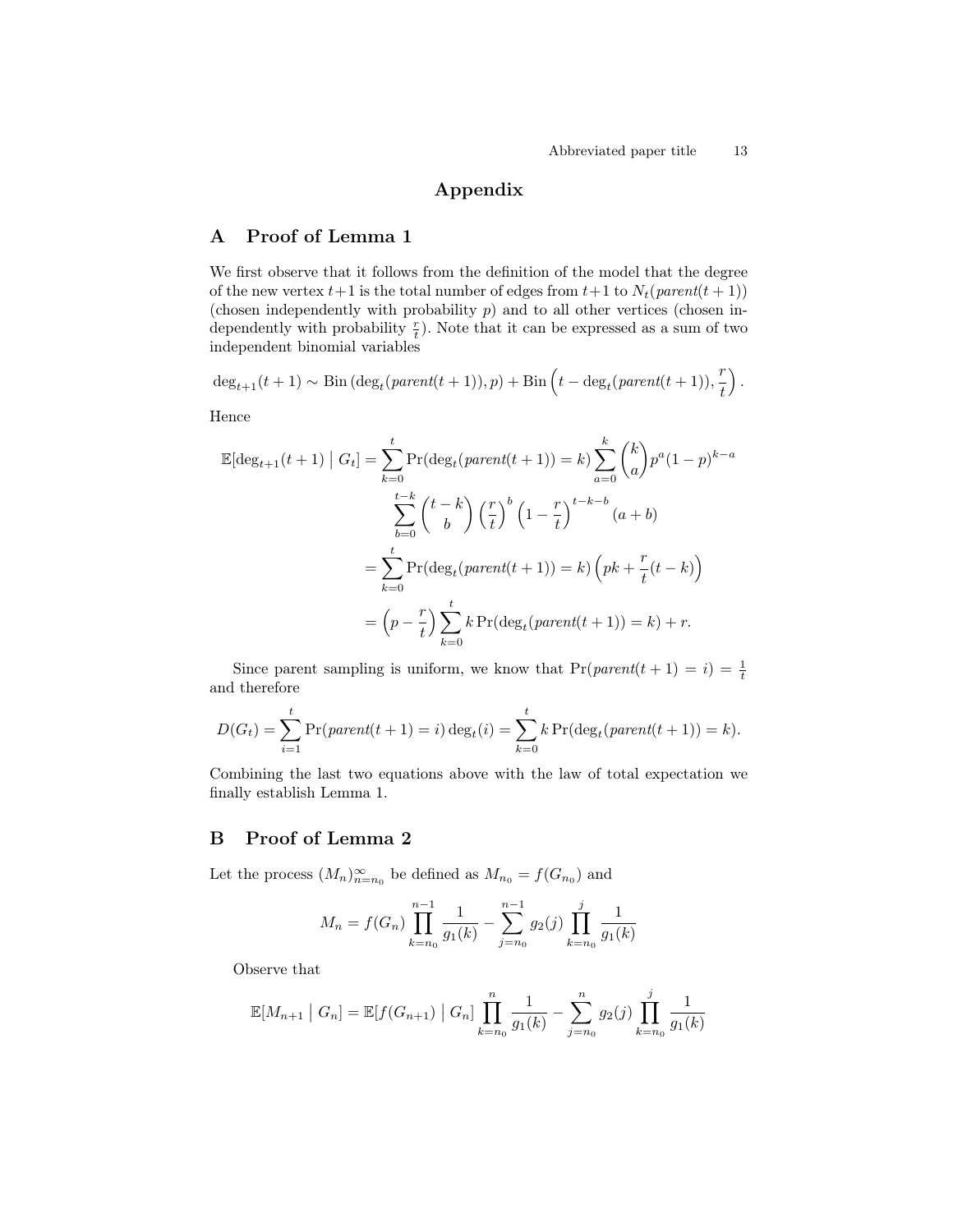# Appendix

## A Proof of Lemma 1

We first observe that it follows from the definition of the model that the degree of the new vertex $t+1$ is the total number of edges from $t+1$ to $N_t(parent(t+1))$ (chosen independently with probability $p$) and to all other vertices (chosen independently with probability $\frac{r}{t}$). Note that it can be expressed as a sum of two independent binomial variables

$$\deg_{t+1}(t+1) \sim \mathrm{Bin}\left(\deg_t(parent(t+1)), p\right) + \mathrm{Bin}\left(t - \deg_t(parent(t+1)), \frac{r}{t}\right).$$

Hence

$$\begin{aligned}
\mathbb{E}[\deg_{t+1}(t+1) \mid G_t] &= \sum_{k=0}^{t} \Pr(\deg_t(parent(t+1)) = k) \sum_{a=0}^{k} \binom{k}{a} p^a (1-p)^{k-a} \\
&\qquad \sum_{b=0}^{t-k} \binom{t-k}{b} \left(\frac{r}{t}\right)^b \left(1 - \frac{r}{t}\right)^{t-k-b} (a+b) \\
&= \sum_{k=0}^{t} \Pr(\deg_t(parent(t+1)) = k) \left(pk + \frac{r}{t}(t-k)\right) \\
&= \left(p - \frac{r}{t}\right) \sum_{k=0}^{t} k \Pr(\deg_t(parent(t+1)) = k) + r.
\end{aligned}$$

Since parent sampling is uniform, we know that $\Pr(parent(t+1) = i) = \frac{1}{t}$ and therefore

$$D(G_t) = \sum_{i=1}^{t} \Pr(parent(t+1) = i) \deg_t(i) = \sum_{k=0}^{t} k \Pr(\deg_t(parent(t+1)) = k).$$

Combining the last two equations above with the law of total expectation we finally establish Lemma 1.

## B Proof of Lemma 2

Let the process $(M_n)_{n=n_0}^{\infty}$ be defined as $M_{n_0} = f(G_{n_0})$ and

$$M_n = f(G_n) \prod_{k=n_0}^{n-1} \frac{1}{g_1(k)} - \sum_{j=n_0}^{n-1} g_2(j) \prod_{k=n_0}^{j} \frac{1}{g_1(k)}$$

Observe that

$$\mathbb{E}[M_{n+1} \mid G_n] = \mathbb{E}[f(G_{n+1}) \mid G_n] \prod_{k=n_0}^{n} \frac{1}{g_1(k)} - \sum_{j=n_0}^{n} g_2(j) \prod_{k=n_0}^{j} \frac{1}{g_1(k)}$$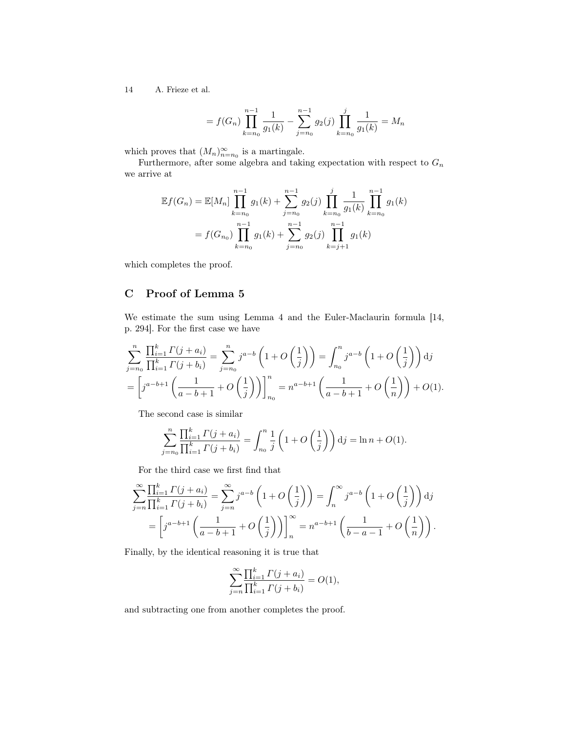$$= f(G_n) \prod_{k=n_0}^{n-1} \frac{1}{g_1(k)} - \sum_{j=n_0}^{n-1} g_2(j) \prod_{k=n_0}^{j} \frac{1}{g_1(k)} = M_n$$

which proves that $(M_n)_{n=n_0}^{\infty}$ is a martingale.

Furthermore, after some algebra and taking expectation with respect to $G_n$ we arrive at

$$\begin{aligned}
\mathbb{E}f(G_n) &= \mathbb{E}[M_n] \prod_{k=n_0}^{n-1} g_1(k) + \sum_{j=n_0}^{n-1} g_2(j) \prod_{k=n_0}^{j} \frac{1}{g_1(k)} \prod_{k=n_0}^{n-1} g_1(k) \\
&= f(G_{n_0}) \prod_{k=n_0}^{n-1} g_1(k) + \sum_{j=n_0}^{n-1} g_2(j) \prod_{k=j+1}^{n-1} g_1(k)
\end{aligned}$$

which completes the proof.

## C Proof of Lemma 5

We estimate the sum using Lemma 4 and the Euler-Maclaurin formula [14, p. 294]. For the first case we have

$$\begin{aligned}
&\sum_{j=n_0}^{n} \frac{\prod_{i=1}^{k} \Gamma(j+a_i)}{\prod_{i=1}^{k} \Gamma(j+b_i)} = \sum_{j=n_0}^{n} j^{a-b} \left(1 + O\left(\frac{1}{j}\right)\right) = \int_{n_0}^{n} j^{a-b} \left(1 + O\left(\frac{1}{j}\right)\right) \mathrm{d}j \\
&= \left[j^{a-b+1} \left(\frac{1}{a-b+1} + O\left(\frac{1}{j}\right)\right)\right]_{n_0}^{n} = n^{a-b+1} \left(\frac{1}{a-b+1} + O\left(\frac{1}{n}\right)\right) + O(1).
\end{aligned}$$

The second case is similar

$$\sum_{j=n_0}^{n} \frac{\prod_{i=1}^{k} \Gamma(j+a_i)}{\prod_{i=1}^{k} \Gamma(j+b_i)} = \int_{n_0}^{n} \frac{1}{j} \left(1 + O\left(\frac{1}{j}\right)\right) \mathrm{d}j = \ln n + O(1).$$

For the third case we first find that

$$\begin{aligned}
&\sum_{j=n}^{\infty} \frac{\prod_{i=1}^{k} \Gamma(j+a_i)}{\prod_{i=1}^{k} \Gamma(j+b_i)} = \sum_{j=n}^{\infty} j^{a-b} \left(1 + O\left(\frac{1}{j}\right)\right) = \int_{n}^{\infty} j^{a-b} \left(1 + O\left(\frac{1}{j}\right)\right) \mathrm{d}j \\
&\quad = \left[j^{a-b+1} \left(\frac{1}{a-b+1} + O\left(\frac{1}{j}\right)\right)\right]_{n}^{\infty} = n^{a-b+1} \left(\frac{1}{b-a-1} + O\left(\frac{1}{n}\right)\right).
\end{aligned}$$

Finally, by the identical reasoning it is true that

$$\sum_{j=n}^{\infty} \frac{\prod_{i=1}^{k} \Gamma(j+a_i)}{\prod_{i=1}^{k} \Gamma(j+b_i)} = O(1),$$

and subtracting one from another completes the proof.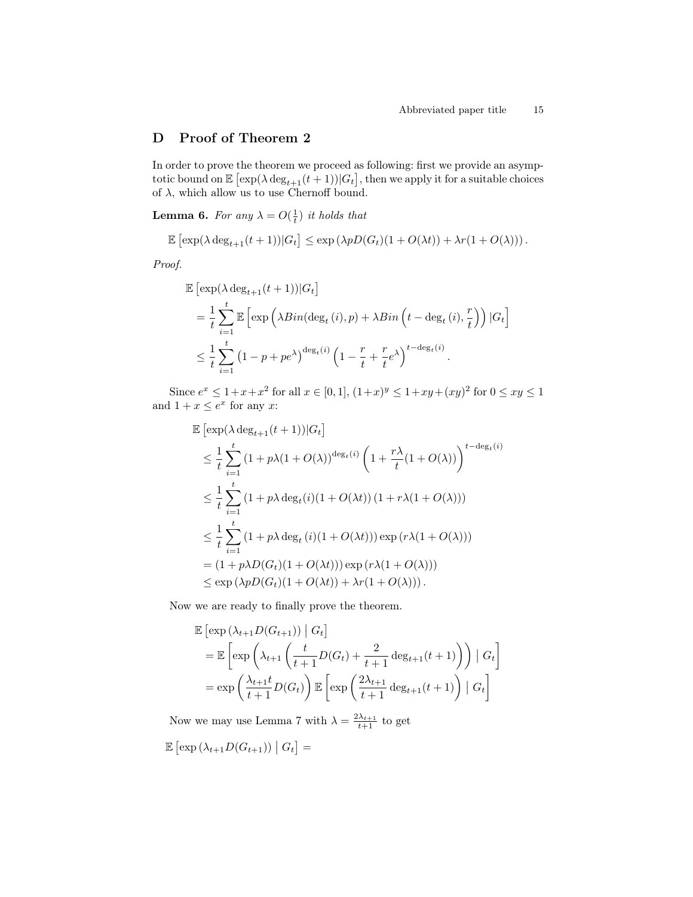## D Proof of Theorem 2

In order to prove the theorem we proceed as following: first we provide an asymptotic bound on $\mathbb{E}\left[\exp(\lambda \deg_{t+1}(t+1))|G_t\right]$, then we apply it for a suitable choices of $\lambda$, which allow us to use Chernoff bound.

**Lemma 6.** *For any $\lambda = O(\frac{1}{t})$ it holds that*

$$\mathbb{E}\left[\exp(\lambda \deg_{t+1}(t+1))|G_t\right] \leq \exp\left(\lambda p D(G_t)(1+O(\lambda t)) + \lambda r(1+O(\lambda))\right).$$

*Proof.*

$$\begin{aligned}
&\mathbb{E}\left[\exp(\lambda \deg_{t+1}(t+1))|G_t\right] \\
&= \frac{1}{t}\sum_{i=1}^{t} \mathbb{E}\left[\exp\left(\lambda Bin(\deg_t(i), p) + \lambda Bin\left(t-\deg_t(i), \frac{r}{t}\right)\right)|G_t\right] \\
&\leq \frac{1}{t}\sum_{i=1}^{t} \left(1-p+pe^{\lambda}\right)^{\deg_t(i)}\left(1-\frac{r}{t}+\frac{r}{t}e^{\lambda}\right)^{t-\deg_t(i)}.
\end{aligned}$$

Since $e^x \leq 1+x+x^2$ for all $x \in [0,1]$, $(1+x)^y \leq 1+xy+(xy)^2$ for $0 \leq xy \leq 1$ and $1+x \leq e^x$ for any $x$:

$$\begin{aligned}
&\mathbb{E}\left[\exp(\lambda \deg_{t+1}(t+1))|G_t\right] \\
&\leq \frac{1}{t}\sum_{i=1}^{t} \left(1+p\lambda(1+O(\lambda))\right)^{\deg_t(i)}\left(1+\frac{r\lambda}{t}(1+O(\lambda))\right)^{t-\deg_t(i)} \\
&\leq \frac{1}{t}\sum_{i=1}^{t} \left(1+p\lambda \deg_t(i)(1+O(\lambda t)\right)\left(1+r\lambda(1+O(\lambda))\right) \\
&\leq \frac{1}{t}\sum_{i=1}^{t} \left(1+p\lambda \deg_t(i)(1+O(\lambda t))\right)\exp\left(r\lambda(1+O(\lambda))\right) \\
&= \left(1+p\lambda D(G_t)(1+O(\lambda t))\right)\exp\left(r\lambda(1+O(\lambda))\right) \\
&\leq \exp\left(\lambda p D(G_t)(1+O(\lambda t)) + \lambda r(1+O(\lambda))\right).
\end{aligned}$$

Now we are ready to finally prove the theorem.

$$\begin{aligned}
&\mathbb{E}\left[\exp\left(\lambda_{t+1} D(G_{t+1})\right) \mid G_t\right] \\
&= \mathbb{E}\left[\exp\left(\lambda_{t+1}\left(\frac{t}{t+1}D(G_t) + \frac{2}{t+1}\deg_{t+1}(t+1)\right)\right) \mid G_t\right] \\
&= \exp\left(\frac{\lambda_{t+1}t}{t+1}D(G_t)\right)\mathbb{E}\left[\exp\left(\frac{2\lambda_{t+1}}{t+1}\deg_{t+1}(t+1)\right) \mid G_t\right]
\end{aligned}$$

Now we may use Lemma 7 with $\lambda = \frac{2\lambda_{t+1}}{t+1}$ to get

$\mathbb{E}\left[\exp\left(\lambda_{t+1} D(G_{t+1})\right) \mid G_t\right] =$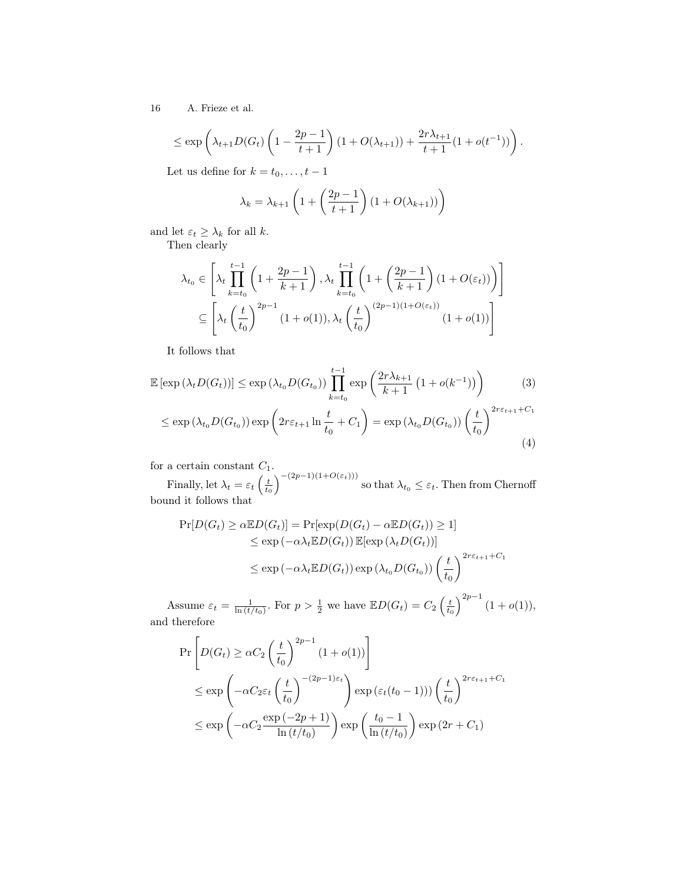$$\leq \exp\left(\lambda_{t+1} D(G_t)\left(1 - \frac{2p-1}{t+1}\right)(1 + O(\lambda_{t+1})) + \frac{2r\lambda_{t+1}}{t+1}(1 + o(t^{-1}))\right).$$

Let us define for $k = t_0, \ldots, t-1$

$$\lambda_k = \lambda_{k+1}\left(1 + \left(\frac{2p-1}{t+1}\right)(1 + O(\lambda_{k+1}))\right)$$

and let $\varepsilon_t \geq \lambda_k$ for all $k$.

Then clearly

$$\lambda_{t_0} \in \left[\lambda_t \prod_{k=t_0}^{t-1}\left(1 + \frac{2p-1}{k+1}\right), \lambda_t \prod_{k=t_0}^{t-1}\left(1 + \left(\frac{2p-1}{k+1}\right)(1 + O(\varepsilon_t))\right)\right]$$
$$\subseteq \left[\lambda_t \left(\frac{t}{t_0}\right)^{2p-1}(1 + o(1)), \lambda_t \left(\frac{t}{t_0}\right)^{(2p-1)(1+O(\varepsilon_t))}(1 + o(1))\right]$$

It follows that

$$\mathbb{E}\left[\exp\left(\lambda_t D(G_t)\right)\right] \leq \exp\left(\lambda_{t_0} D(G_{t_0})\right) \prod_{k=t_0}^{t-1} \exp\left(\frac{2r\lambda_{k+1}}{k+1}\left(1 + o(k^{-1})\right)\right) \tag{3}$$

$$\leq \exp\left(\lambda_{t_0} D(G_{t_0})\right) \exp\left(2r\varepsilon_{t+1} \ln \frac{t}{t_0} + C_1\right) = \exp\left(\lambda_{t_0} D(G_{t_0})\right)\left(\frac{t}{t_0}\right)^{2r\varepsilon_{t+1} + C_1} \tag{4}$$

for a certain constant $C_1$.

Finally, let $\lambda_t = \varepsilon_t \left(\frac{t}{t_0}\right)^{-(2p-1)(1+O(\varepsilon_t))}$ so that $\lambda_{t_0} \leq \varepsilon_t$. Then from Chernoff bound it follows that

$$\begin{aligned}
\Pr[D(G_t) \geq \alpha \mathbb{E} D(G_t)] &= \Pr[\exp(D(G_t) - \alpha \mathbb{E} D(G_t)) \geq 1] \\
&\leq \exp\left(-\alpha \lambda_t \mathbb{E} D(G_t)\right) \mathbb{E}[\exp\left(\lambda_t D(G_t)\right)] \\
&\leq \exp\left(-\alpha \lambda_t \mathbb{E} D(G_t)\right) \exp\left(\lambda_{t_0} D(G_{t_0})\right)\left(\frac{t}{t_0}\right)^{2r\varepsilon_{t+1} + C_1}
\end{aligned}$$

Assume $\varepsilon_t = \frac{1}{\ln(t/t_0)}$. For $p > \frac{1}{2}$ we have $\mathbb{E} D(G_t) = C_2 \left(\frac{t}{t_0}\right)^{2p-1}(1 + o(1))$, and therefore

$$\begin{aligned}
&\Pr\left[D(G_t) \geq \alpha C_2 \left(\frac{t}{t_0}\right)^{2p-1}(1 + o(1))\right] \\
&\quad \leq \exp\left(-\alpha C_2 \varepsilon_t \left(\frac{t}{t_0}\right)^{-(2p-1)\varepsilon_t}\right) \exp\left(\varepsilon_t (t_0 - 1)\right)\left(\frac{t}{t_0}\right)^{2r\varepsilon_{t+1} + C_1} \\
&\quad \leq \exp\left(-\alpha C_2 \frac{\exp(-2p+1)}{\ln(t/t_0)}\right) \exp\left(\frac{t_0 - 1}{\ln(t/t_0)}\right) \exp(2r + C_1)
\end{aligned}$$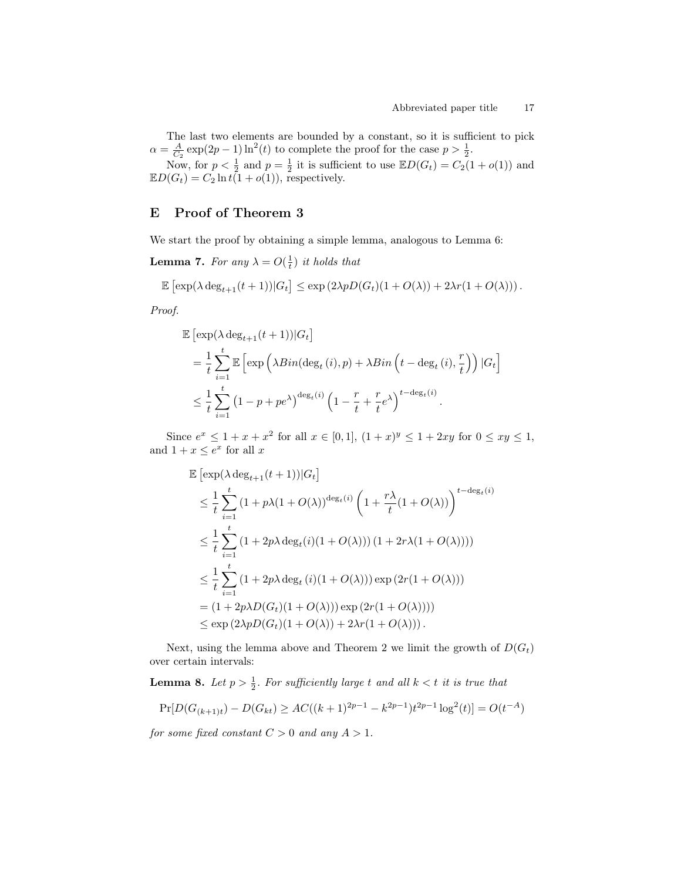The last two elements are bounded by a constant, so it is sufficient to pick $\alpha = \frac{A}{C_2} \exp(2p-1)\ln^2(t)$ to complete the proof for the case $p > \frac{1}{2}$.

Now, for $p < \frac{1}{2}$ and $p = \frac{1}{2}$ it is sufficient to use $\mathbb{E}D(G_t) = C_2(1+o(1))$ and $\mathbb{E}D(G_t) = C_2 \ln t(1+o(1))$, respectively.

## E Proof of Theorem 3

We start the proof by obtaining a simple lemma, analogous to Lemma 6:

**Lemma 7.** *For any $\lambda = O(\frac{1}{t})$ it holds that*

$$\mathbb{E}\left[\exp(\lambda \deg_{t+1}(t+1))|G_t\right] \leq \exp\left(2\lambda p D(G_t)(1+O(\lambda)) + 2\lambda r(1+O(\lambda))\right).$$

*Proof.*

$$\begin{aligned}
&\mathbb{E}\left[\exp(\lambda \deg_{t+1}(t+1))|G_t\right] \\
&= \frac{1}{t}\sum_{i=1}^{t} \mathbb{E}\left[\exp\left(\lambda Bin(\deg_t(i), p) + \lambda Bin\left(t - \deg_t(i), \frac{r}{t}\right)\right)|G_t\right] \\
&\leq \frac{1}{t}\sum_{i=1}^{t} \left(1 - p + pe^{\lambda}\right)^{\deg_t(i)} \left(1 - \frac{r}{t} + \frac{r}{t}e^{\lambda}\right)^{t-\deg_t(i)}.
\end{aligned}$$

Since $e^x \leq 1 + x + x^2$ for all $x \in [0,1]$, $(1+x)^y \leq 1 + 2xy$ for $0 \leq xy \leq 1$, and $1 + x \leq e^x$ for all $x$

$$\begin{aligned}
&\mathbb{E}\left[\exp(\lambda \deg_{t+1}(t+1))|G_t\right] \\
&\leq \frac{1}{t}\sum_{i=1}^{t} \left(1 + p\lambda(1+O(\lambda))\right)^{\deg_t(i)} \left(1 + \frac{r\lambda}{t}(1+O(\lambda))\right)^{t-\deg_t(i)} \\
&\leq \frac{1}{t}\sum_{i=1}^{t} \left(1 + 2p\lambda \deg_t(i)(1+O(\lambda))\right)\left(1 + 2r\lambda(1+O(\lambda))\right)) \\
&\leq \frac{1}{t}\sum_{i=1}^{t} \left(1 + 2p\lambda \deg_t(i)(1+O(\lambda))\right)\exp\left(2r(1+O(\lambda))\right) \\
&= \left(1 + 2p\lambda D(G_t)(1+O(\lambda))\right)\exp\left(2r(1+O(\lambda))\right)) \\
&\leq \exp\left(2\lambda p D(G_t)(1+O(\lambda)) + 2\lambda r(1+O(\lambda))\right).
\end{aligned}$$

Next, using the lemma above and Theorem 2 we limit the growth of $D(G_t)$ over certain intervals:

**Lemma 8.** *Let $p > \frac{1}{2}$. For sufficiently large $t$ and all $k < t$ it is true that*

$$\Pr[D(G_{(k+1)t}) - D(G_{kt}) \geq AC((k+1)^{2p-1} - k^{2p-1})t^{2p-1}\log^2(t)] = O(t^{-A})$$

*for some fixed constant $C > 0$ and any $A > 1$.*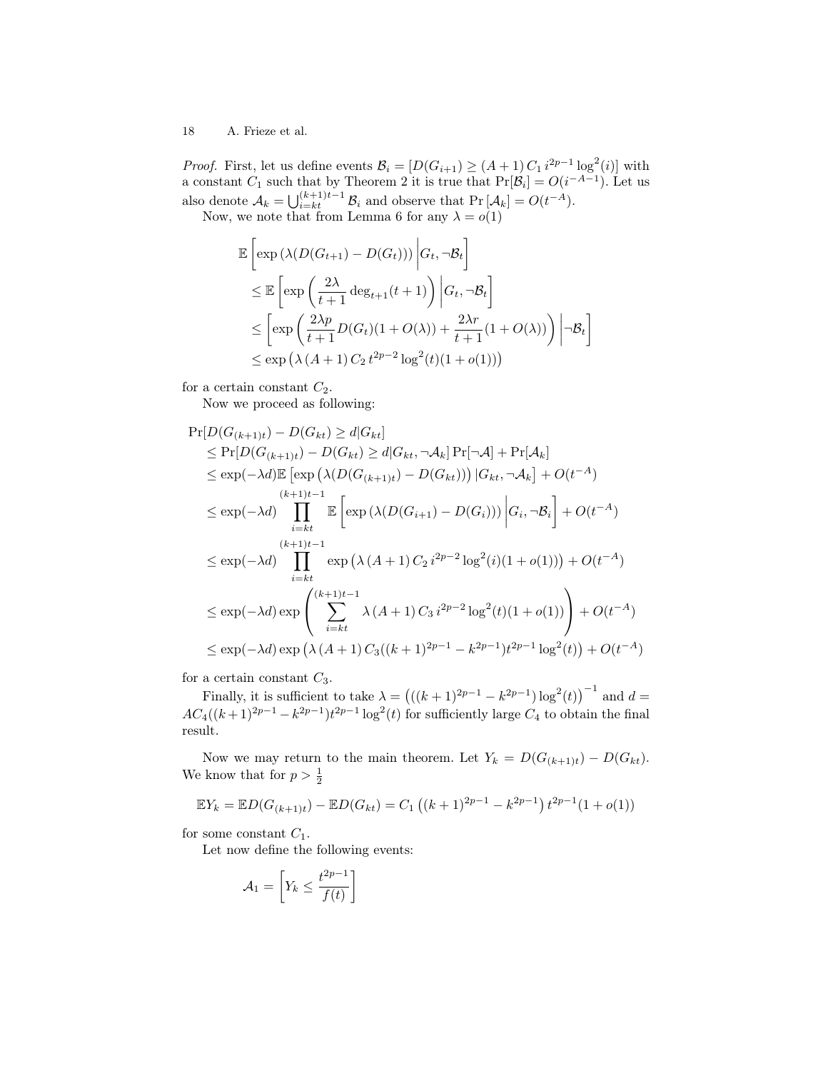*Proof.* First, let us define events $\mathcal{B}_i = [D(G_{i+1}) \geq (A+1)\, C_1\, i^{2p-1} \log^2(i)]$ with a constant $C_1$ such that by Theorem 2 it is true that $\Pr[\mathcal{B}_i] = O(i^{-A-1})$. Let us also denote $\mathcal{A}_k = \bigcup_{i=kt}^{(k+1)t-1} \mathcal{B}_i$ and observe that $\Pr[\mathcal{A}_k] = O(t^{-A})$.

Now, we note that from Lemma 6 for any $\lambda = o(1)$

$$
\begin{aligned}
&\mathbb{E}\left[\exp\left(\lambda(D(G_{t+1}) - D(G_t))\right) \middle| G_t, \neg\mathcal{B}_t\right] \\
&\leq \mathbb{E}\left[\exp\left(\frac{2\lambda}{t+1} \deg_{t+1}(t+1)\right) \middle| G_t, \neg\mathcal{B}_t\right] \\
&\leq \left[\exp\left(\frac{2\lambda p}{t+1} D(G_t)(1+O(\lambda)) + \frac{2\lambda r}{t+1}(1+O(\lambda))\right) \middle| \neg\mathcal{B}_t\right] \\
&\leq \exp\left(\lambda\,(A+1)\, C_2\, t^{2p-2} \log^2(t)(1+o(1))\right)
\end{aligned}
$$

for a certain constant $C_2$.

Now we proceed as following:

$$
\begin{aligned}
&\Pr[D(G_{(k+1)t}) - D(G_{kt}) \geq d | G_{kt}] \\
&\leq \Pr[D(G_{(k+1)t}) - D(G_{kt}) \geq d | G_{kt}, \neg\mathcal{A}_k] \Pr[\neg\mathcal{A}] + \Pr[\mathcal{A}_k] \\
&\leq \exp(-\lambda d)\mathbb{E}\left[\exp\left(\lambda(D(G_{(k+1)t}) - D(G_{kt}))\right) | G_{kt}, \neg\mathcal{A}_k\right] + O(t^{-A}) \\
&\leq \exp(-\lambda d) \prod_{i=kt}^{(k+1)t-1} \mathbb{E}\left[\exp\left(\lambda(D(G_{i+1}) - D(G_i))\right) \middle| G_i, \neg\mathcal{B}_i\right] + O(t^{-A}) \\
&\leq \exp(-\lambda d) \prod_{i=kt}^{(k+1)t-1} \exp\left(\lambda\,(A+1)\, C_2\, i^{2p-2} \log^2(i)(1+o(1))\right) + O(t^{-A}) \\
&\leq \exp(-\lambda d) \exp\left(\sum_{i=kt}^{(k+1)t-1} \lambda\,(A+1)\, C_3\, i^{2p-2} \log^2(t)(1+o(1))\right) + O(t^{-A}) \\
&\leq \exp(-\lambda d) \exp\left(\lambda\,(A+1)\, C_3((k+1)^{2p-1} - k^{2p-1})t^{2p-1} \log^2(t)\right) + O(t^{-A})
\end{aligned}
$$

for a certain constant $C_3$.

Finally, it is sufficient to take $\lambda = \left(((k+1)^{2p-1} - k^{2p-1}) \log^2(t)\right)^{-1}$ and $d = AC_4((k+1)^{2p-1} - k^{2p-1})t^{2p-1} \log^2(t)$ for sufficiently large $C_4$ to obtain the final result.

Now we may return to the main theorem. Let $Y_k = D(G_{(k+1)t}) - D(G_{kt})$. We know that for $p > \frac{1}{2}$

$$
\mathbb{E}Y_k = \mathbb{E}D(G_{(k+1)t}) - \mathbb{E}D(G_{kt}) = C_1\left((k+1)^{2p-1} - k^{2p-1}\right) t^{2p-1}(1+o(1))
$$

for some constant $C_1$.

Let now define the following events:

$$
\mathcal{A}_1 = \left[Y_k \leq \frac{t^{2p-1}}{f(t)}\right]
$$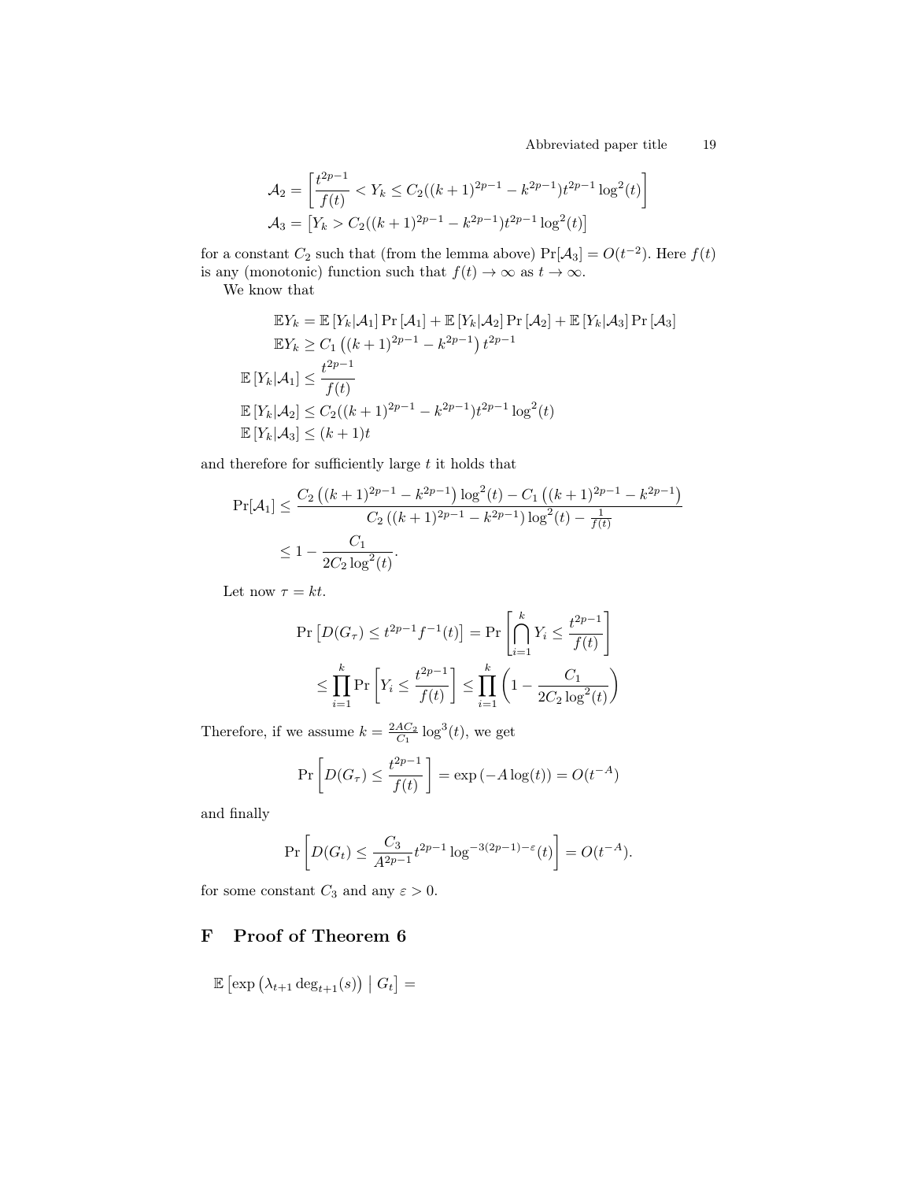$$\mathcal{A}_2 = \left[\frac{t^{2p-1}}{f(t)} < Y_k \leq C_2((k+1)^{2p-1} - k^{2p-1})t^{2p-1}\log^2(t)\right]$$

$$\mathcal{A}_3 = \left[Y_k > C_2((k+1)^{2p-1} - k^{2p-1})t^{2p-1}\log^2(t)\right]$$

for a constant $C_2$ such that (from the lemma above) $\Pr[\mathcal{A}_3] = O(t^{-2})$. Here $f(t)$ is any (monotonic) function such that $f(t) \to \infty$ as $t \to \infty$.

We know that

$$\begin{aligned}
\mathbb{E}Y_k &= \mathbb{E}\left[Y_k|\mathcal{A}_1\right]\Pr\left[\mathcal{A}_1\right] + \mathbb{E}\left[Y_k|\mathcal{A}_2\right]\Pr\left[\mathcal{A}_2\right] + \mathbb{E}\left[Y_k|\mathcal{A}_3\right]\Pr\left[\mathcal{A}_3\right] \\
\mathbb{E}Y_k &\geq C_1\left((k+1)^{2p-1} - k^{2p-1}\right)t^{2p-1} \\
\mathbb{E}\left[Y_k|\mathcal{A}_1\right] &\leq \frac{t^{2p-1}}{f(t)} \\
\mathbb{E}\left[Y_k|\mathcal{A}_2\right] &\leq C_2((k+1)^{2p-1} - k^{2p-1})t^{2p-1}\log^2(t) \\
\mathbb{E}\left[Y_k|\mathcal{A}_3\right] &\leq (k+1)t
\end{aligned}$$

and therefore for sufficiently large $t$ it holds that

$$\begin{aligned}
\Pr[\mathcal{A}_1] &\leq \frac{C_2\left((k+1)^{2p-1} - k^{2p-1}\right)\log^2(t) - C_1\left((k+1)^{2p-1} - k^{2p-1}\right)}{C_2\left((k+1)^{2p-1} - k^{2p-1}\right)\log^2(t) - \frac{1}{f(t)}} \\
&\leq 1 - \frac{C_1}{2C_2\log^2(t)}.
\end{aligned}$$

Let now $\tau = kt$.

$$\begin{aligned}
\Pr\left[D(G_\tau) \leq t^{2p-1}f^{-1}(t)\right] &= \Pr\left[\bigcap_{i=1}^{k} Y_i \leq \frac{t^{2p-1}}{f(t)}\right] \\
&\leq \prod_{i=1}^{k}\Pr\left[Y_i \leq \frac{t^{2p-1}}{f(t)}\right] \leq \prod_{i=1}^{k}\left(1 - \frac{C_1}{2C_2\log^2(t)}\right)
\end{aligned}$$

Therefore, if we assume $k = \frac{2AC_2}{C_1}\log^3(t)$, we get

$$\Pr\left[D(G_\tau) \leq \frac{t^{2p-1}}{f(t)}\right] = \exp\left(-A\log(t)\right) = O(t^{-A})$$

and finally

$$\Pr\left[D(G_t) \leq \frac{C_3}{A^{2p-1}}t^{2p-1}\log^{-3(2p-1)-\varepsilon}(t)\right] = O(t^{-A}).$$

for some constant $C_3$ and any $\varepsilon > 0$.

## F Proof of Theorem 6

$$\mathbb{E}\left[\exp\left(\lambda_{t+1}\deg_{t+1}(s)\right) \mid G_t\right] =$$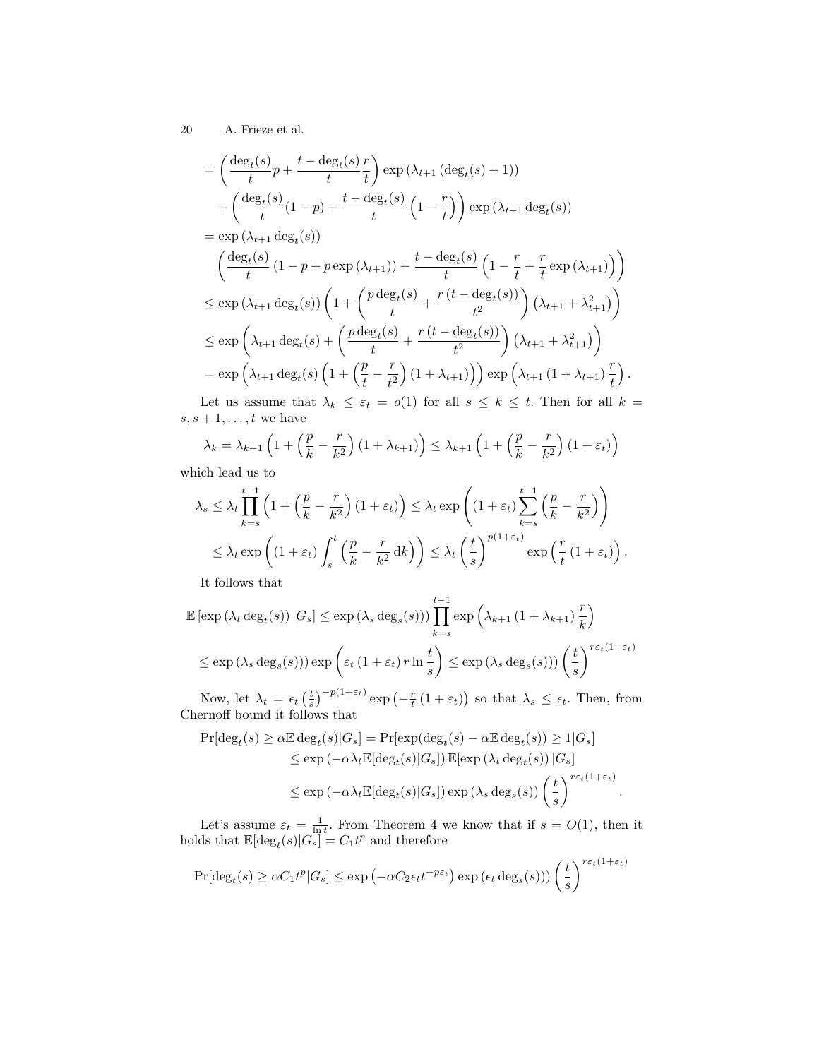$$
\begin{aligned}
&= \left(\frac{\deg_t(s)}{t}p + \frac{t-\deg_t(s)}{t}\frac{r}{t}\right)\exp\left(\lambda_{t+1}\left(\deg_t(s)+1\right)\right) \\
&\quad + \left(\frac{\deg_t(s)}{t}(1-p) + \frac{t-\deg_t(s)}{t}\left(1-\frac{r}{t}\right)\right)\exp\left(\lambda_{t+1}\deg_t(s)\right) \\
&= \exp\left(\lambda_{t+1}\deg_t(s)\right) \\
&\quad \left(\frac{\deg_t(s)}{t}\left(1-p+p\exp\left(\lambda_{t+1}\right)\right) + \frac{t-\deg_t(s)}{t}\left(1-\frac{r}{t}+\frac{r}{t}\exp\left(\lambda_{t+1}\right)\right)\right) \\
&\le \exp\left(\lambda_{t+1}\deg_t(s)\right)\left(1+\left(\frac{p\deg_t(s)}{t}+\frac{r\left(t-\deg_t(s)\right)}{t^2}\right)\left(\lambda_{t+1}+\lambda_{t+1}^2\right)\right) \\
&\le \exp\left(\lambda_{t+1}\deg_t(s)+\left(\frac{p\deg_t(s)}{t}+\frac{r\left(t-\deg_t(s)\right)}{t^2}\right)\left(\lambda_{t+1}+\lambda_{t+1}^2\right)\right) \\
&= \exp\left(\lambda_{t+1}\deg_t(s)\left(1+\left(\frac{p}{t}-\frac{r}{t^2}\right)\left(1+\lambda_{t+1}\right)\right)\right)\exp\left(\lambda_{t+1}\left(1+\lambda_{t+1}\right)\frac{r}{t}\right).
\end{aligned}
$$

Let us assume that $\lambda_k \le \varepsilon_t = o(1)$ for all $s \le k \le t$. Then for all $k = s, s+1, \dots, t$ we have

$$
\lambda_k = \lambda_{k+1}\left(1+\left(\frac{p}{k}-\frac{r}{k^2}\right)\left(1+\lambda_{k+1}\right)\right) \le \lambda_{k+1}\left(1+\left(\frac{p}{k}-\frac{r}{k^2}\right)\left(1+\varepsilon_t\right)\right)
$$

which lead us to

$$
\begin{aligned}
\lambda_s &\le \lambda_t \prod_{k=s}^{t-1}\left(1+\left(\frac{p}{k}-\frac{r}{k^2}\right)\left(1+\varepsilon_t\right)\right) \le \lambda_t \exp\left(\left(1+\varepsilon_t\right)\sum_{k=s}^{t-1}\left(\frac{p}{k}-\frac{r}{k^2}\right)\right) \\
&\le \lambda_t \exp\left(\left(1+\varepsilon_t\right)\int_s^t\left(\frac{p}{k}-\frac{r}{k^2}\,\mathrm{d}k\right)\right) \le \lambda_t\left(\frac{t}{s}\right)^{p(1+\varepsilon_t)}\exp\left(\frac{r}{t}\left(1+\varepsilon_t\right)\right).
\end{aligned}
$$

It follows that

$$
\begin{aligned}
&\mathbb{E}\left[\exp\left(\lambda_t \deg_t(s)\right)|G_s\right] \le \exp\left(\lambda_s \deg_s(s)\right)\right)\prod_{k=s}^{t-1}\exp\left(\lambda_{k+1}\left(1+\lambda_{k+1}\right)\frac{r}{k}\right) \\
&\le \exp\left(\lambda_s \deg_s(s)\right)\right)\exp\left(\varepsilon_t\left(1+\varepsilon_t\right)r\ln\frac{t}{s}\right) \le \exp\left(\lambda_s \deg_s(s)\right)\right)\left(\frac{t}{s}\right)^{r\varepsilon_t(1+\varepsilon_t)}
\end{aligned}
$$

Now, let $\lambda_t = \epsilon_t\left(\frac{t}{s}\right)^{-p(1+\varepsilon_t)}\exp\left(-\frac{r}{t}\left(1+\varepsilon_t\right)\right)$ so that $\lambda_s \le \epsilon_t$. Then, from Chernoff bound it follows that

$$
\begin{aligned}
\Pr[\deg_t(s) \ge \alpha\mathbb{E}\deg_t(s)|G_s] &= \Pr[\exp(\deg_t(s)-\alpha\mathbb{E}\deg_t(s)) \ge 1|G_s] \\
&\le \exp\left(-\alpha\lambda_t\mathbb{E}[\deg_t(s)|G_s]\right)\mathbb{E}[\exp\left(\lambda_t\deg_t(s)\right)|G_s] \\
&\le \exp\left(-\alpha\lambda_t\mathbb{E}[\deg_t(s)|G_s]\right)\exp\left(\lambda_s\deg_s(s)\right)\left(\frac{t}{s}\right)^{r\varepsilon_t(1+\varepsilon_t)}.
\end{aligned}
$$

Let's assume $\varepsilon_t = \frac{1}{\ln t}$. From Theorem 4 we know that if $s = O(1)$, then it holds that $\mathbb{E}[\deg_t(s)|G_s] = C_1 t^p$ and therefore

$$
\Pr[\deg_t(s) \ge \alpha C_1 t^p|G_s] \le \exp\left(-\alpha C_2 \epsilon_t t^{-p\varepsilon_t}\right)\exp\left(\epsilon_t \deg_s(s)\right)\right)\left(\frac{t}{s}\right)^{r\varepsilon_t(1+\varepsilon_t)}
$$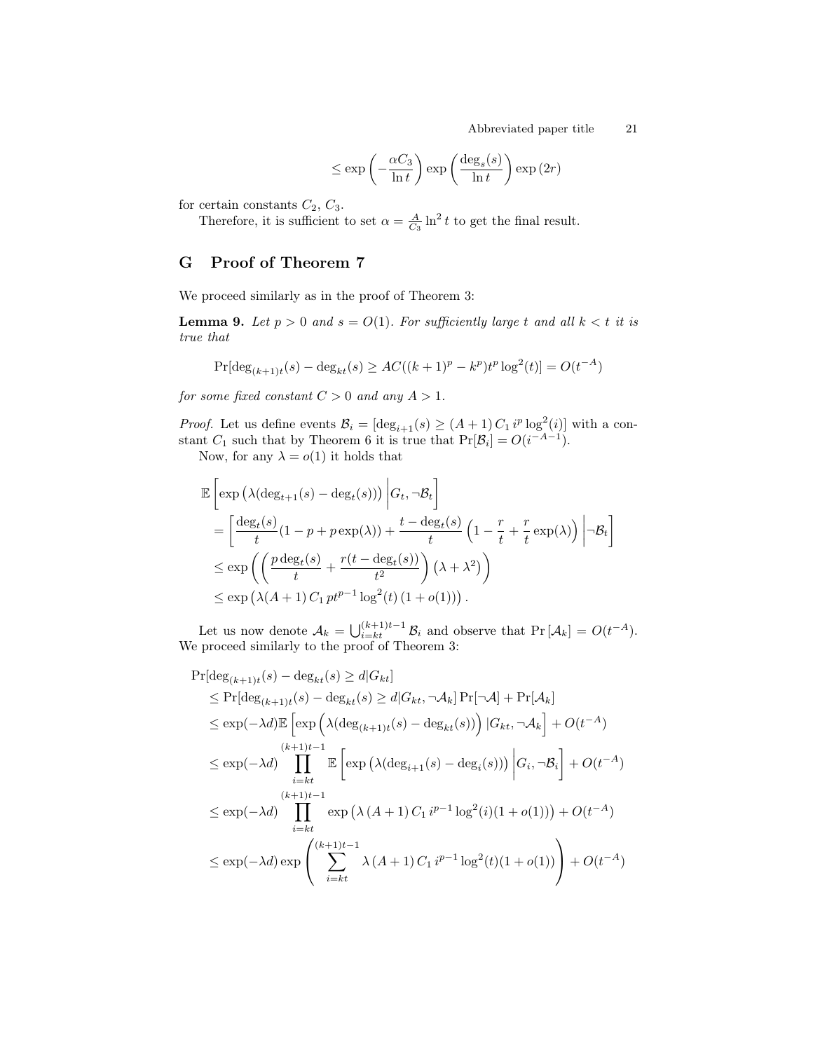$$\leq \exp\left(-\frac{\alpha C_3}{\ln t}\right) \exp\left(\frac{\deg_s(s)}{\ln t}\right) \exp(2r)$$

for certain constants $C_2$, $C_3$.

Therefore, it is sufficient to set $\alpha = \frac{A}{C_3} \ln^2 t$ to get the final result.

## G Proof of Theorem 7

We proceed similarly as in the proof of Theorem 3:

**Lemma 9.** *Let $p > 0$ and $s = O(1)$. For sufficiently large $t$ and all $k < t$ it is true that*

$$\Pr[\deg_{(k+1)t}(s) - \deg_{kt}(s) \geq AC((k+1)^p - k^p)t^p \log^2(t)] = O(t^{-A})$$

*for some fixed constant $C > 0$ and any $A > 1$.*

*Proof.* Let us define events $\mathcal{B}_i = [\deg_{i+1}(s) \geq (A+1)\, C_1\, i^p \log^2(i)]$ with a constant $C_1$ such that by Theorem 6 it is true that $\Pr[\mathcal{B}_i] = O(i^{-A-1})$.

Now, for any $\lambda = o(1)$ it holds that

$$\begin{aligned}
&\mathbb{E}\left[\exp\left(\lambda(\deg_{t+1}(s) - \deg_t(s))\right) \middle| G_t, \neg\mathcal{B}_t\right] \\
&= \left[\frac{\deg_t(s)}{t}(1 - p + p\exp(\lambda)) + \frac{t - \deg_t(s)}{t}\left(1 - \frac{r}{t} + \frac{r}{t}\exp(\lambda)\right) \middle| \neg\mathcal{B}_t\right] \\
&\leq \exp\left(\left(\frac{p\deg_t(s)}{t} + \frac{r(t - \deg_t(s))}{t^2}\right)(\lambda + \lambda^2)\right) \\
&\leq \exp\left(\lambda(A+1)\, C_1\, pt^{p-1}\log^2(t)\,(1 + o(1))\right).
\end{aligned}$$

Let us now denote $\mathcal{A}_k = \bigcup_{i=kt}^{(k+1)t-1} \mathcal{B}_i$ and observe that $\Pr[\mathcal{A}_k] = O(t^{-A})$. We proceed similarly to the proof of Theorem 3:

$$\begin{aligned}
&\Pr[\deg_{(k+1)t}(s) - \deg_{kt}(s) \geq d | G_{kt}] \\
&\quad\leq \Pr[\deg_{(k+1)t}(s) - \deg_{kt}(s) \geq d | G_{kt}, \neg\mathcal{A}_k] \Pr[\neg\mathcal{A}] + \Pr[\mathcal{A}_k] \\
&\quad\leq \exp(-\lambda d)\mathbb{E}\left[\exp\left(\lambda(\deg_{(k+1)t}(s) - \deg_{kt}(s))\right) | G_{kt}, \neg\mathcal{A}_k\right] + O(t^{-A}) \\
&\quad\leq \exp(-\lambda d) \prod_{i=kt}^{(k+1)t-1} \mathbb{E}\left[\exp\left(\lambda(\deg_{i+1}(s) - \deg_i(s))\right) \middle| G_i, \neg\mathcal{B}_i\right] + O(t^{-A}) \\
&\quad\leq \exp(-\lambda d) \prod_{i=kt}^{(k+1)t-1} \exp\left(\lambda\,(A+1)\, C_1\, i^{p-1}\log^2(i)(1 + o(1))\right) + O(t^{-A}) \\
&\quad\leq \exp(-\lambda d) \exp\left(\sum_{i=kt}^{(k+1)t-1} \lambda\,(A+1)\, C_1\, i^{p-1}\log^2(t)(1 + o(1))\right) + O(t^{-A})
\end{aligned}$$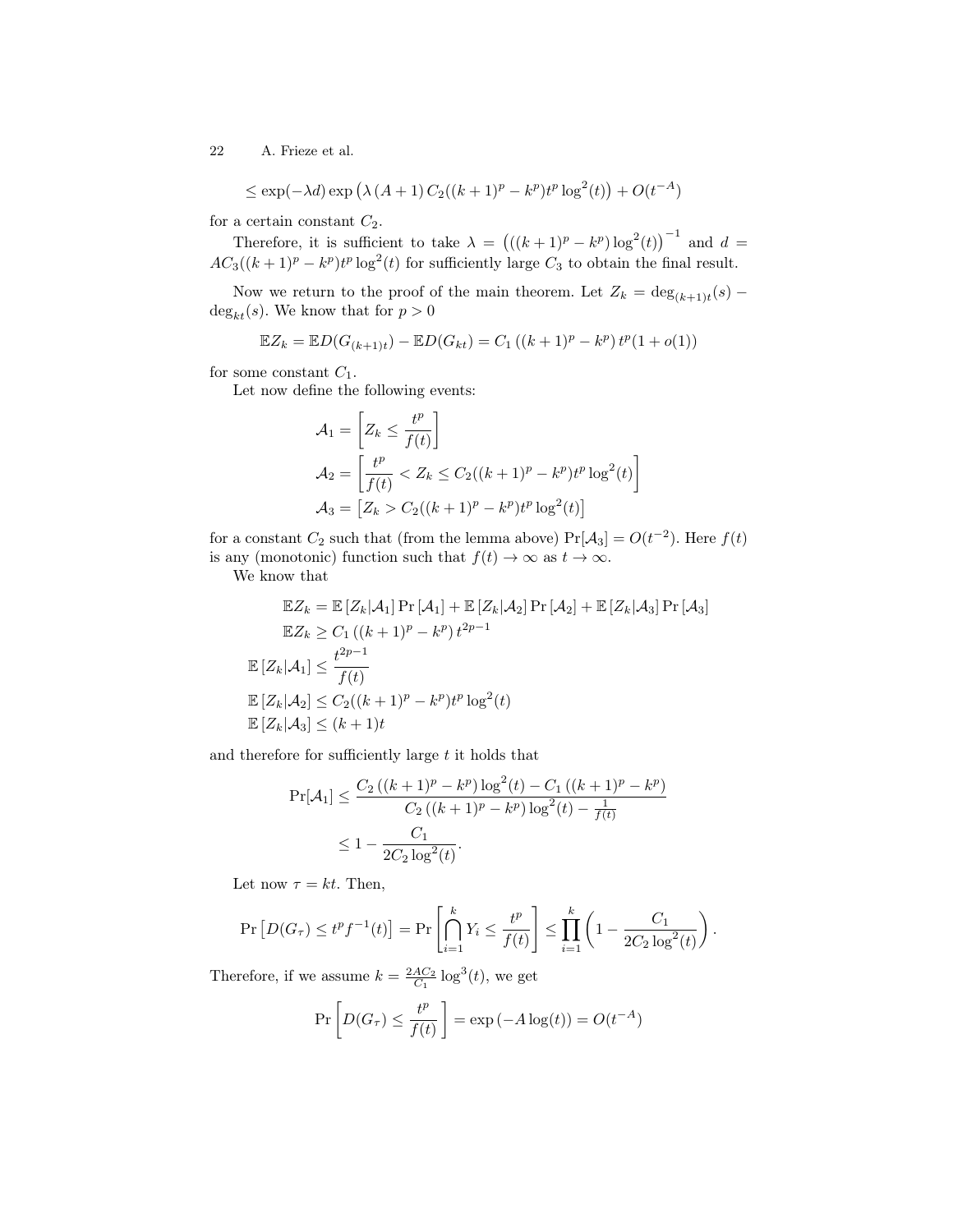$$\leq \exp(-\lambda d) \exp\left(\lambda\,(A+1)\,C_2((k+1)^p - k^p)t^p \log^2(t)\right) + O(t^{-A})$$

for a certain constant $C_2$.

Therefore, it is sufficient to take $\lambda = \left(((k+1)^p - k^p)\log^2(t)\right)^{-1}$ and $d = AC_3((k+1)^p - k^p)t^p \log^2(t)$ for sufficiently large $C_3$ to obtain the final result.

Now we return to the proof of the main theorem. Let $Z_k = \deg_{(k+1)t}(s) - \deg_{kt}(s)$. We know that for $p > 0$

$$\mathbb{E}Z_k = \mathbb{E}D(G_{(k+1)t}) - \mathbb{E}D(G_{kt}) = C_1\left((k+1)^p - k^p\right)t^p(1+o(1))$$

for some constant $C_1$.

Let now define the following events:

$$\mathcal{A}_1 = \left[Z_k \leq \frac{t^p}{f(t)}\right]$$

$$\mathcal{A}_2 = \left[\frac{t^p}{f(t)} < Z_k \leq C_2((k+1)^p - k^p)t^p \log^2(t)\right]$$

$$\mathcal{A}_3 = \left[Z_k > C_2((k+1)^p - k^p)t^p \log^2(t)\right]$$

for a constant $C_2$ such that (from the lemma above) $\Pr[\mathcal{A}_3] = O(t^{-2})$. Here $f(t)$ is any (monotonic) function such that $f(t) \to \infty$ as $t \to \infty$.

We know that

$$\mathbb{E}Z_k = \mathbb{E}\left[Z_k|\mathcal{A}_1\right]\Pr\left[\mathcal{A}_1\right] + \mathbb{E}\left[Z_k|\mathcal{A}_2\right]\Pr\left[\mathcal{A}_2\right] + \mathbb{E}\left[Z_k|\mathcal{A}_3\right]\Pr\left[\mathcal{A}_3\right]$$

$$\mathbb{E}Z_k \geq C_1\left((k+1)^p - k^p\right)t^{2p-1}$$

$$\mathbb{E}\left[Z_k|\mathcal{A}_1\right] \leq \frac{t^{2p-1}}{f(t)}$$

$$\mathbb{E}\left[Z_k|\mathcal{A}_2\right] \leq C_2((k+1)^p - k^p)t^p \log^2(t)$$

$$\mathbb{E}\left[Z_k|\mathcal{A}_3\right] \leq (k+1)t$$

and therefore for sufficiently large $t$ it holds that

$$\Pr[\mathcal{A}_1] \leq \frac{C_2\left((k+1)^p - k^p\right)\log^2(t) - C_1\left((k+1)^p - k^p\right)}{C_2\left((k+1)^p - k^p\right)\log^2(t) - \frac{1}{f(t)}}$$

$$\leq 1 - \frac{C_1}{2C_2\log^2(t)}.$$

Let now $\tau = kt$. Then,

$$\Pr\left[D(G_\tau) \leq t^p f^{-1}(t)\right] = \Pr\left[\bigcap_{i=1}^{k} Y_i \leq \frac{t^p}{f(t)}\right] \leq \prod_{i=1}^{k}\left(1 - \frac{C_1}{2C_2\log^2(t)}\right).$$

Therefore, if we assume $k = \frac{2AC_2}{C_1}\log^3(t)$, we get

$$\Pr\left[D(G_\tau) \leq \frac{t^p}{f(t)}\right] = \exp\left(-A\log(t)\right) = O(t^{-A})$$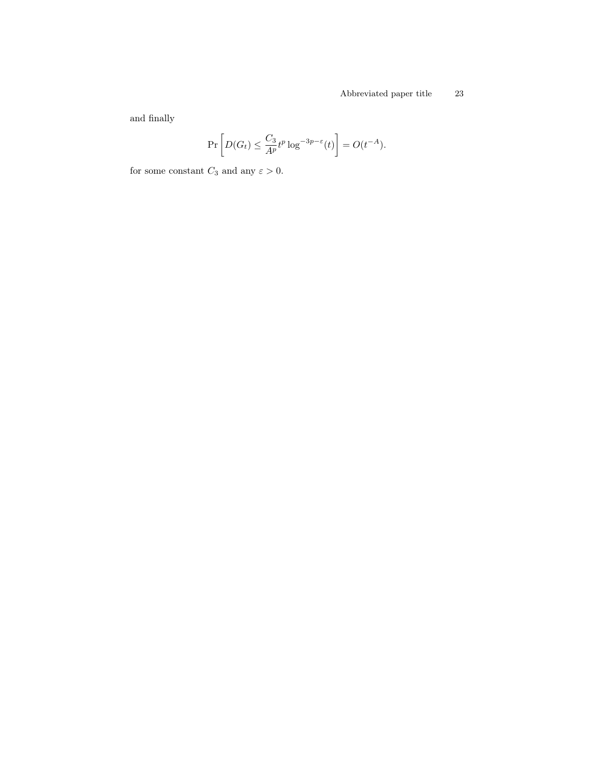and finally

$$\Pr\left[D(G_t) \leq \frac{C_3}{A^p} t^p \log^{-3p-\varepsilon}(t)\right] = O(t^{-A}).$$

for some constant $C_3$ and any $\varepsilon > 0$.